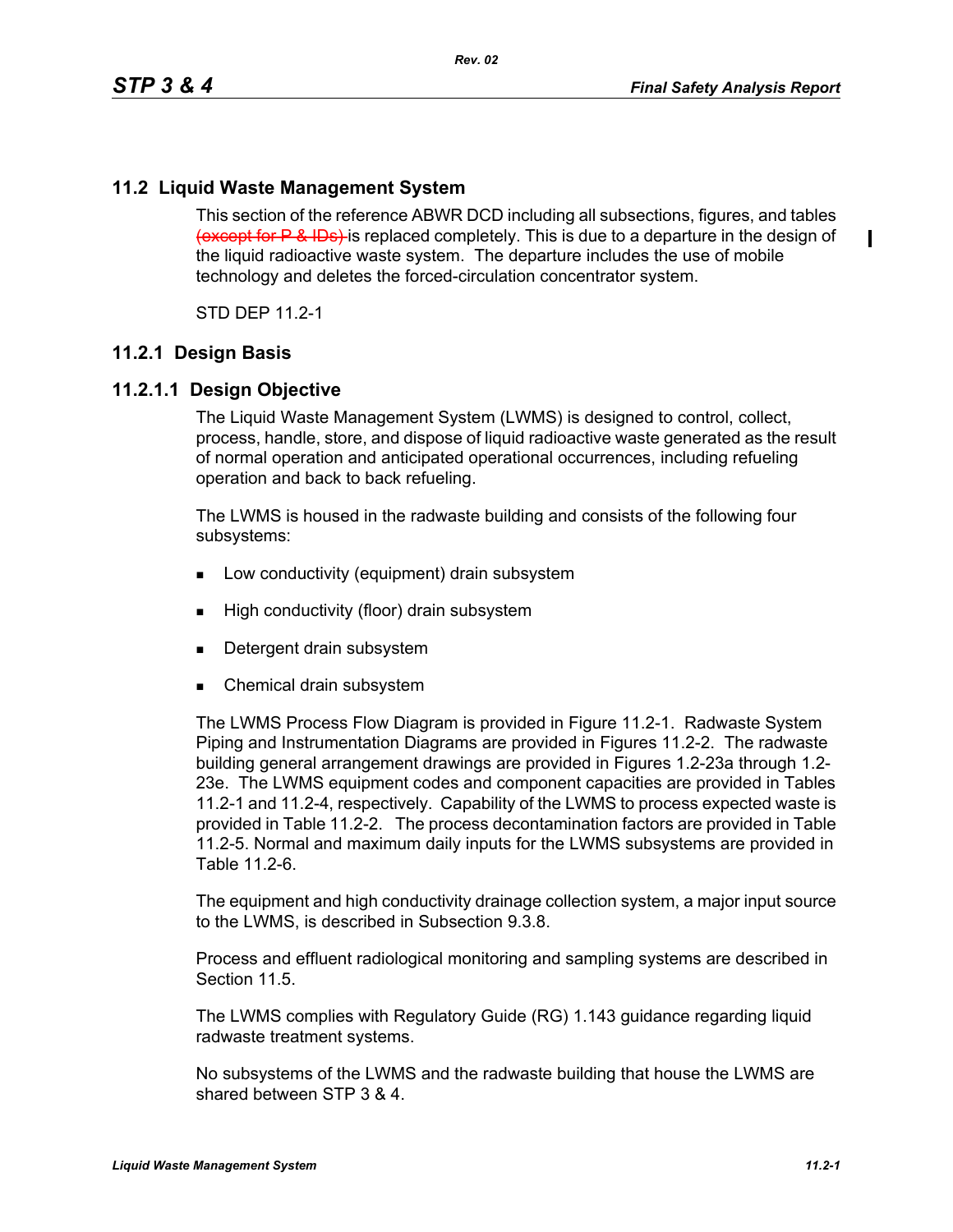## 11.2 Liquid Waste Management System

This section of the reference ABWR DCD including all subsections, figures, and tables ~~(except for P & IDs)~~ is replaced completely. This is due to a departure in the design of the liquid radioactive waste system. The departure includes the use of mobile technology and deletes the forced-circulation concentrator system.

STD DEP 11.2-1

### 11.2.1 Design Basis

#### 11.2.1.1 Design Objective

The Liquid Waste Management System (LWMS) is designed to control, collect, process, handle, store, and dispose of liquid radioactive waste generated as the result of normal operation and anticipated operational occurrences, including refueling operation and back to back refueling.

The LWMS is housed in the radwaste building and consists of the following four subsystems:

- Low conductivity (equipment) drain subsystem
- High conductivity (floor) drain subsystem
- Detergent drain subsystem
- Chemical drain subsystem

The LWMS Process Flow Diagram is provided in Figure 11.2-1. Radwaste System Piping and Instrumentation Diagrams are provided in Figures 11.2-2. The radwaste building general arrangement drawings are provided in Figures 1.2-23a through 1.2-23e. The LWMS equipment codes and component capacities are provided in Tables 11.2-1 and 11.2-4, respectively. Capability of the LWMS to process expected waste is provided in Table 11.2-2. The process decontamination factors are provided in Table 11.2-5. Normal and maximum daily inputs for the LWMS subsystems are provided in Table 11.2-6.

The equipment and high conductivity drainage collection system, a major input source to the LWMS, is described in Subsection 9.3.8.

Process and effluent radiological monitoring and sampling systems are described in Section 11.5.

The LWMS complies with Regulatory Guide (RG) 1.143 guidance regarding liquid radwaste treatment systems.

No subsystems of the LWMS and the radwaste building that house the LWMS are shared between STP 3 & 4.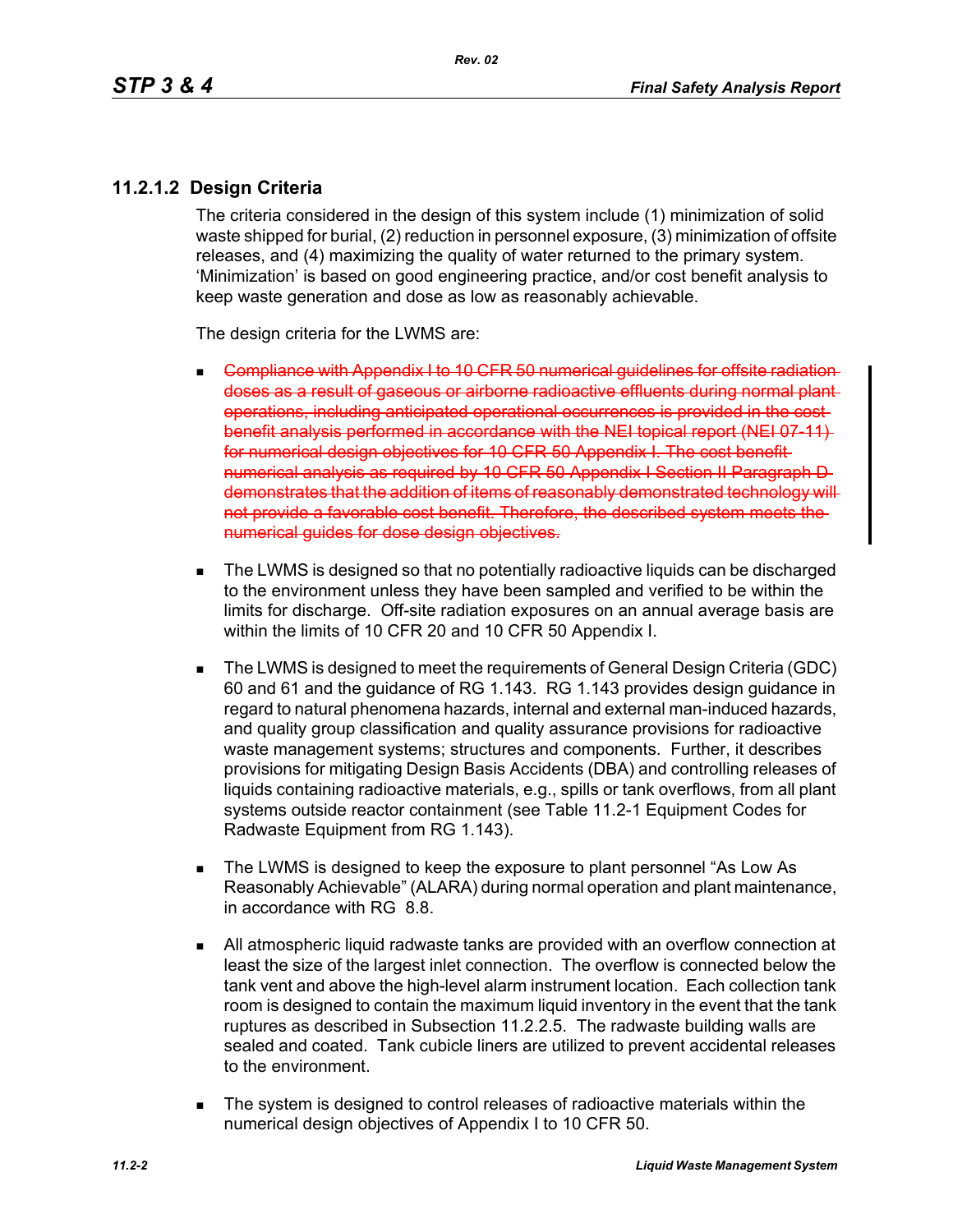### 11.2.1.2 Design Criteria

The criteria considered in the design of this system include (1) minimization of solid waste shipped for burial, (2) reduction in personnel exposure, (3) minimization of offsite releases, and (4) maximizing the quality of water returned to the primary system. 'Minimization' is based on good engineering practice, and/or cost benefit analysis to keep waste generation and dose as low as reasonably achievable.

The design criteria for the LWMS are:

- ~~Compliance with Appendix I to 10 CFR 50 numerical guidelines for offsite radiation doses as a result of gaseous or airborne radioactive effluents during normal plant operations, including anticipated operational occurrences is provided in the cost benefit analysis performed in accordance with the NEI topical report (NEI 07-11) for numerical design objectives for 10 CFR 50 Appendix I. The cost benefit numerical analysis as required by 10 CFR 50 Appendix I Section II Paragraph D demonstrates that the addition of items of reasonably demonstrated technology will not provide a favorable cost benefit. Therefore, the described system meets the numerical guides for dose design objectives.~~

- The LWMS is designed so that no potentially radioactive liquids can be discharged to the environment unless they have been sampled and verified to be within the limits for discharge. Off-site radiation exposures on an annual average basis are within the limits of 10 CFR 20 and 10 CFR 50 Appendix I.

- The LWMS is designed to meet the requirements of General Design Criteria (GDC) 60 and 61 and the guidance of RG 1.143. RG 1.143 provides design guidance in regard to natural phenomena hazards, internal and external man-induced hazards, and quality group classification and quality assurance provisions for radioactive waste management systems; structures and components. Further, it describes provisions for mitigating Design Basis Accidents (DBA) and controlling releases of liquids containing radioactive materials, e.g., spills or tank overflows, from all plant systems outside reactor containment (see Table 11.2-1 Equipment Codes for Radwaste Equipment from RG 1.143).

- The LWMS is designed to keep the exposure to plant personnel "As Low As Reasonably Achievable" (ALARA) during normal operation and plant maintenance, in accordance with RG 8.8.

- All atmospheric liquid radwaste tanks are provided with an overflow connection at least the size of the largest inlet connection. The overflow is connected below the tank vent and above the high-level alarm instrument location. Each collection tank room is designed to contain the maximum liquid inventory in the event that the tank ruptures as described in Subsection 11.2.2.5. The radwaste building walls are sealed and coated. Tank cubicle liners are utilized to prevent accidental releases to the environment.

- The system is designed to control releases of radioactive materials within the numerical design objectives of Appendix I to 10 CFR 50.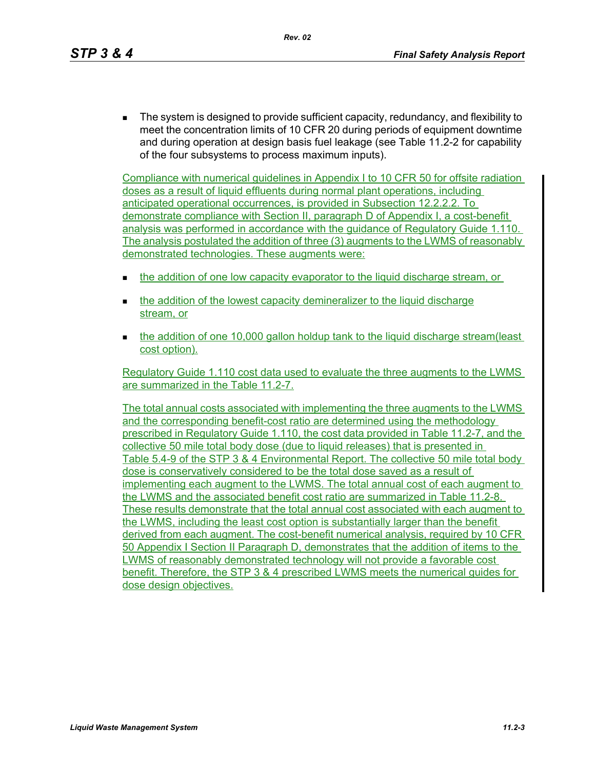- The system is designed to provide sufficient capacity, redundancy, and flexibility to meet the concentration limits of 10 CFR 20 during periods of equipment downtime and during operation at design basis fuel leakage (see Table 11.2-2 for capability of the four subsystems to process maximum inputs).

Compliance with numerical guidelines in Appendix I to 10 CFR 50 for offsite radiation doses as a result of liquid effluents during normal plant operations, including anticipated operational occurrences, is provided in Subsection 12.2.2.2. To demonstrate compliance with Section II, paragraph D of Appendix I, a cost-benefit analysis was performed in accordance with the guidance of Regulatory Guide 1.110. The analysis postulated the addition of three (3) augments to the LWMS of reasonably demonstrated technologies. These augments were:

- the addition of one low capacity evaporator to the liquid discharge stream, or
- the addition of the lowest capacity demineralizer to the liquid discharge stream, or
- the addition of one 10,000 gallon holdup tank to the liquid discharge stream(least cost option).

Regulatory Guide 1.110 cost data used to evaluate the three augments to the LWMS are summarized in the Table 11.2-7.

The total annual costs associated with implementing the three augments to the LWMS and the corresponding benefit-cost ratio are determined using the methodology prescribed in Regulatory Guide 1.110, the cost data provided in Table 11.2-7, and the collective 50 mile total body dose (due to liquid releases) that is presented in Table 5.4-9 of the STP 3 & 4 Environmental Report. The collective 50 mile total body dose is conservatively considered to be the total dose saved as a result of implementing each augment to the LWMS. The total annual cost of each augment to the LWMS and the associated benefit cost ratio are summarized in Table 11.2-8. These results demonstrate that the total annual cost associated with each augment to the LWMS, including the least cost option is substantially larger than the benefit derived from each augment. The cost-benefit numerical analysis, required by 10 CFR 50 Appendix I Section II Paragraph D, demonstrates that the addition of items to the LWMS of reasonably demonstrated technology will not provide a favorable cost benefit. Therefore, the STP 3 & 4 prescribed LWMS meets the numerical guides for dose design objectives.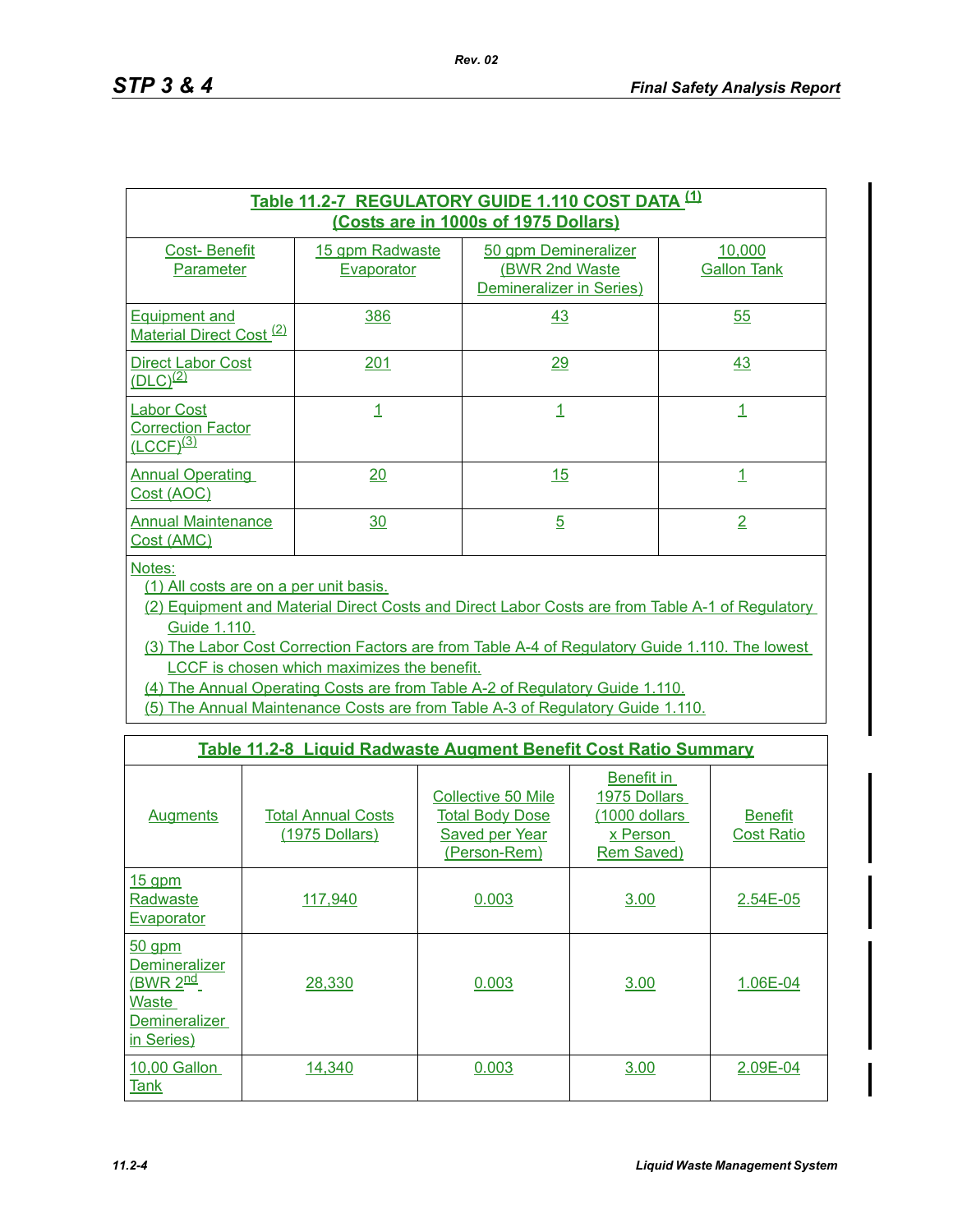**Table 11.2-7 REGULATORY GUIDE 1.110 COST DATA [(1)]**
**(Costs are in 1000s of 1975 Dollars)**

| Cost- Benefit Parameter | 15 gpm Radwaste Evaporator | 50 gpm Demineralizer (BWR 2nd Waste Demineralizer in Series) | 10,000 Gallon Tank |
|---|---|---|---|
| Equipment and Material Direct Cost [(2)] | 386 | 43 | 55 |
| Direct Labor Cost (DLC)[(2)] | 201 | 29 | 43 |
| Labor Cost Correction Factor (LCCF)[(3)] | 1 | 1 | 1 |
| Annual Operating Cost (AOC) | 20 | 15 | 1 |
| Annual Maintenance Cost (AMC) | 30 | 5 | 2 |

Notes:

(1) All costs are on a per unit basis.

(2) Equipment and Material Direct Costs and Direct Labor Costs are from Table A-1 of Regulatory Guide 1.110.

(3) The Labor Cost Correction Factors are from Table A-4 of Regulatory Guide 1.110. The lowest LCCF is chosen which maximizes the benefit.

(4) The Annual Operating Costs are from Table A-2 of Regulatory Guide 1.110.

(5) The Annual Maintenance Costs are from Table A-3 of Regulatory Guide 1.110.

**Table 11.2-8 Liquid Radwaste Augment Benefit Cost Ratio Summary**

| Augments | Total Annual Costs (1975 Dollars) | Collective 50 Mile Total Body Dose Saved per Year (Person-Rem) | Benefit in 1975 Dollars (1000 dollars x Person Rem Saved) | Benefit Cost Ratio |
|---|---|---|---|---|
| 15 gpm Radwaste Evaporator | 117,940 | 0.003 | 3.00 | 2.54E-05 |
| 50 gpm Demineralizer (BWR 2nd Waste Demineralizer in Series) | 28,330 | 0.003 | 3.00 | 1.06E-04 |
| 10,00 Gallon Tank | 14,340 | 0.003 | 3.00 | 2.09E-04 |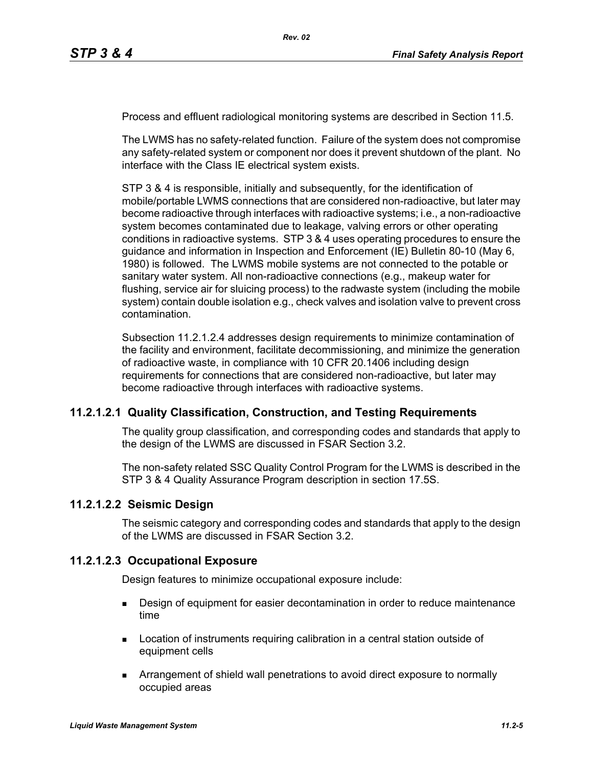Process and effluent radiological monitoring systems are described in Section 11.5.

The LWMS has no safety-related function. Failure of the system does not compromise any safety-related system or component nor does it prevent shutdown of the plant. No interface with the Class IE electrical system exists.

STP 3 & 4 is responsible, initially and subsequently, for the identification of mobile/portable LWMS connections that are considered non-radioactive, but later may become radioactive through interfaces with radioactive systems; i.e., a non-radioactive system becomes contaminated due to leakage, valving errors or other operating conditions in radioactive systems. STP 3 & 4 uses operating procedures to ensure the guidance and information in Inspection and Enforcement (IE) Bulletin 80-10 (May 6, 1980) is followed. The LWMS mobile systems are not connected to the potable or sanitary water system. All non-radioactive connections (e.g., makeup water for flushing, service air for sluicing process) to the radwaste system (including the mobile system) contain double isolation e.g., check valves and isolation valve to prevent cross contamination.

Subsection 11.2.1.2.4 addresses design requirements to minimize contamination of the facility and environment, facilitate decommissioning, and minimize the generation of radioactive waste, in compliance with 10 CFR 20.1406 including design requirements for connections that are considered non-radioactive, but later may become radioactive through interfaces with radioactive systems.

### 11.2.1.2.1 Quality Classification, Construction, and Testing Requirements

The quality group classification, and corresponding codes and standards that apply to the design of the LWMS are discussed in FSAR Section 3.2.

The non-safety related SSC Quality Control Program for the LWMS is described in the STP 3 & 4 Quality Assurance Program description in section 17.5S.

### 11.2.1.2.2 Seismic Design

The seismic category and corresponding codes and standards that apply to the design of the LWMS are discussed in FSAR Section 3.2.

### 11.2.1.2.3 Occupational Exposure

Design features to minimize occupational exposure include:

- Design of equipment for easier decontamination in order to reduce maintenance time
- Location of instruments requiring calibration in a central station outside of equipment cells
- Arrangement of shield wall penetrations to avoid direct exposure to normally occupied areas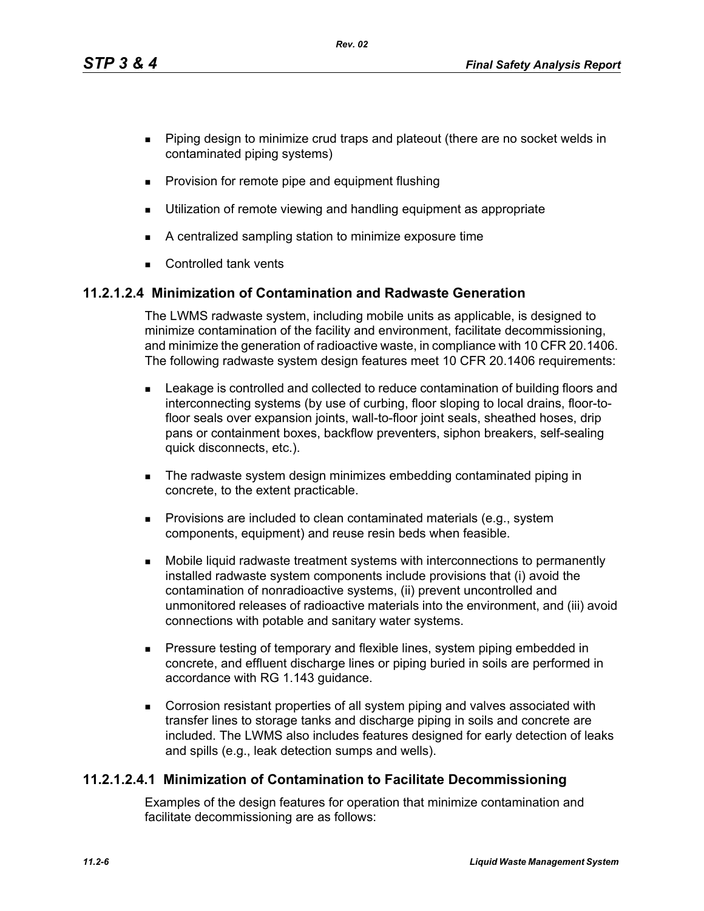- Piping design to minimize crud traps and plateout (there are no socket welds in contaminated piping systems)
- Provision for remote pipe and equipment flushing
- Utilization of remote viewing and handling equipment as appropriate
- A centralized sampling station to minimize exposure time
- Controlled tank vents

### 11.2.1.2.4 Minimization of Contamination and Radwaste Generation

The LWMS radwaste system, including mobile units as applicable, is designed to minimize contamination of the facility and environment, facilitate decommissioning, and minimize the generation of radioactive waste, in compliance with 10 CFR 20.1406. The following radwaste system design features meet 10 CFR 20.1406 requirements:

- Leakage is controlled and collected to reduce contamination of building floors and interconnecting systems (by use of curbing, floor sloping to local drains, floor-to-floor seals over expansion joints, wall-to-floor joint seals, sheathed hoses, drip pans or containment boxes, backflow preventers, siphon breakers, self-sealing quick disconnects, etc.).
- The radwaste system design minimizes embedding contaminated piping in concrete, to the extent practicable.
- Provisions are included to clean contaminated materials (e.g., system components, equipment) and reuse resin beds when feasible.
- Mobile liquid radwaste treatment systems with interconnections to permanently installed radwaste system components include provisions that (i) avoid the contamination of nonradioactive systems, (ii) prevent uncontrolled and unmonitored releases of radioactive materials into the environment, and (iii) avoid connections with potable and sanitary water systems.
- Pressure testing of temporary and flexible lines, system piping embedded in concrete, and effluent discharge lines or piping buried in soils are performed in accordance with RG 1.143 guidance.
- Corrosion resistant properties of all system piping and valves associated with transfer lines to storage tanks and discharge piping in soils and concrete are included. The LWMS also includes features designed for early detection of leaks and spills (e.g., leak detection sumps and wells).

#### 11.2.1.2.4.1 Minimization of Contamination to Facilitate Decommissioning

Examples of the design features for operation that minimize contamination and facilitate decommissioning are as follows: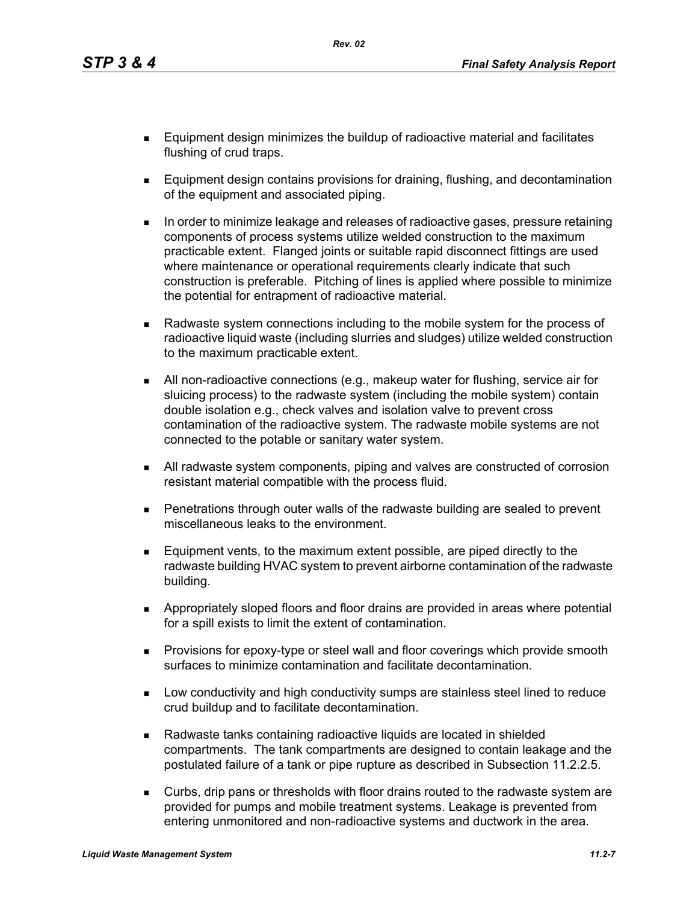- Equipment design minimizes the buildup of radioactive material and facilitates flushing of crud traps.
- Equipment design contains provisions for draining, flushing, and decontamination of the equipment and associated piping.
- In order to minimize leakage and releases of radioactive gases, pressure retaining components of process systems utilize welded construction to the maximum practicable extent. Flanged joints or suitable rapid disconnect fittings are used where maintenance or operational requirements clearly indicate that such construction is preferable. Pitching of lines is applied where possible to minimize the potential for entrapment of radioactive material.
- Radwaste system connections including to the mobile system for the process of radioactive liquid waste (including slurries and sludges) utilize welded construction to the maximum practicable extent.
- All non-radioactive connections (e.g., makeup water for flushing, service air for sluicing process) to the radwaste system (including the mobile system) contain double isolation e.g., check valves and isolation valve to prevent cross contamination of the radioactive system. The radwaste mobile systems are not connected to the potable or sanitary water system.
- All radwaste system components, piping and valves are constructed of corrosion resistant material compatible with the process fluid.
- Penetrations through outer walls of the radwaste building are sealed to prevent miscellaneous leaks to the environment.
- Equipment vents, to the maximum extent possible, are piped directly to the radwaste building HVAC system to prevent airborne contamination of the radwaste building.
- Appropriately sloped floors and floor drains are provided in areas where potential for a spill exists to limit the extent of contamination.
- Provisions for epoxy-type or steel wall and floor coverings which provide smooth surfaces to minimize contamination and facilitate decontamination.
- Low conductivity and high conductivity sumps are stainless steel lined to reduce crud buildup and to facilitate decontamination.
- Radwaste tanks containing radioactive liquids are located in shielded compartments. The tank compartments are designed to contain leakage and the postulated failure of a tank or pipe rupture as described in Subsection 11.2.2.5.
- Curbs, drip pans or thresholds with floor drains routed to the radwaste system are provided for pumps and mobile treatment systems. Leakage is prevented from entering unmonitored and non-radioactive systems and ductwork in the area.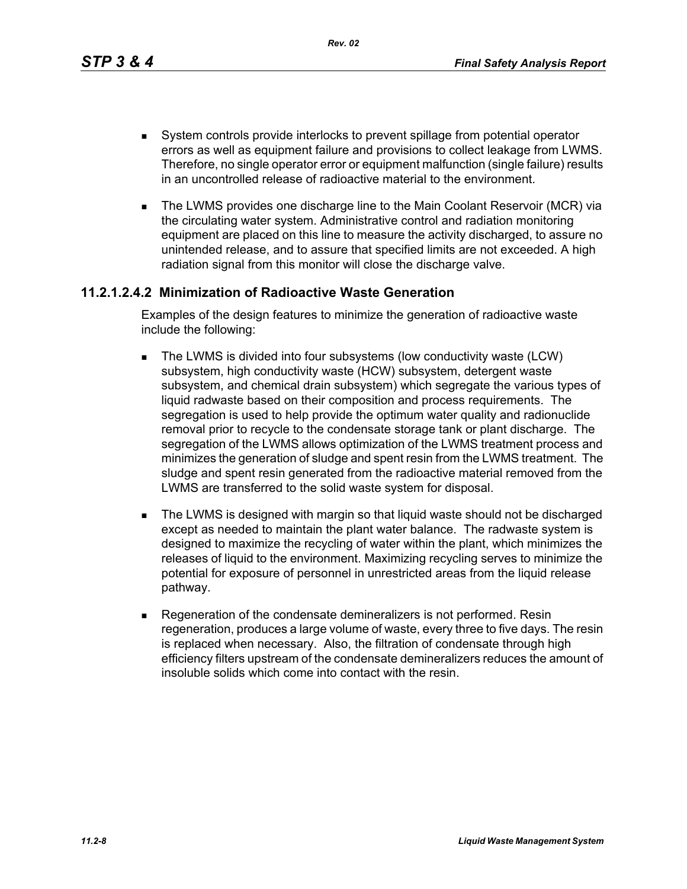- System controls provide interlocks to prevent spillage from potential operator errors as well as equipment failure and provisions to collect leakage from LWMS. Therefore, no single operator error or equipment malfunction (single failure) results in an uncontrolled release of radioactive material to the environment.
- The LWMS provides one discharge line to the Main Coolant Reservoir (MCR) via the circulating water system. Administrative control and radiation monitoring equipment are placed on this line to measure the activity discharged, to assure no unintended release, and to assure that specified limits are not exceeded. A high radiation signal from this monitor will close the discharge valve.

### 11.2.1.2.4.2 Minimization of Radioactive Waste Generation

Examples of the design features to minimize the generation of radioactive waste include the following:

- The LWMS is divided into four subsystems (low conductivity waste (LCW) subsystem, high conductivity waste (HCW) subsystem, detergent waste subsystem, and chemical drain subsystem) which segregate the various types of liquid radwaste based on their composition and process requirements. The segregation is used to help provide the optimum water quality and radionuclide removal prior to recycle to the condensate storage tank or plant discharge. The segregation of the LWMS allows optimization of the LWMS treatment process and minimizes the generation of sludge and spent resin from the LWMS treatment. The sludge and spent resin generated from the radioactive material removed from the LWMS are transferred to the solid waste system for disposal.
- The LWMS is designed with margin so that liquid waste should not be discharged except as needed to maintain the plant water balance. The radwaste system is designed to maximize the recycling of water within the plant, which minimizes the releases of liquid to the environment. Maximizing recycling serves to minimize the potential for exposure of personnel in unrestricted areas from the liquid release pathway.
- Regeneration of the condensate demineralizers is not performed. Resin regeneration, produces a large volume of waste, every three to five days. The resin is replaced when necessary. Also, the filtration of condensate through high efficiency filters upstream of the condensate demineralizers reduces the amount of insoluble solids which come into contact with the resin.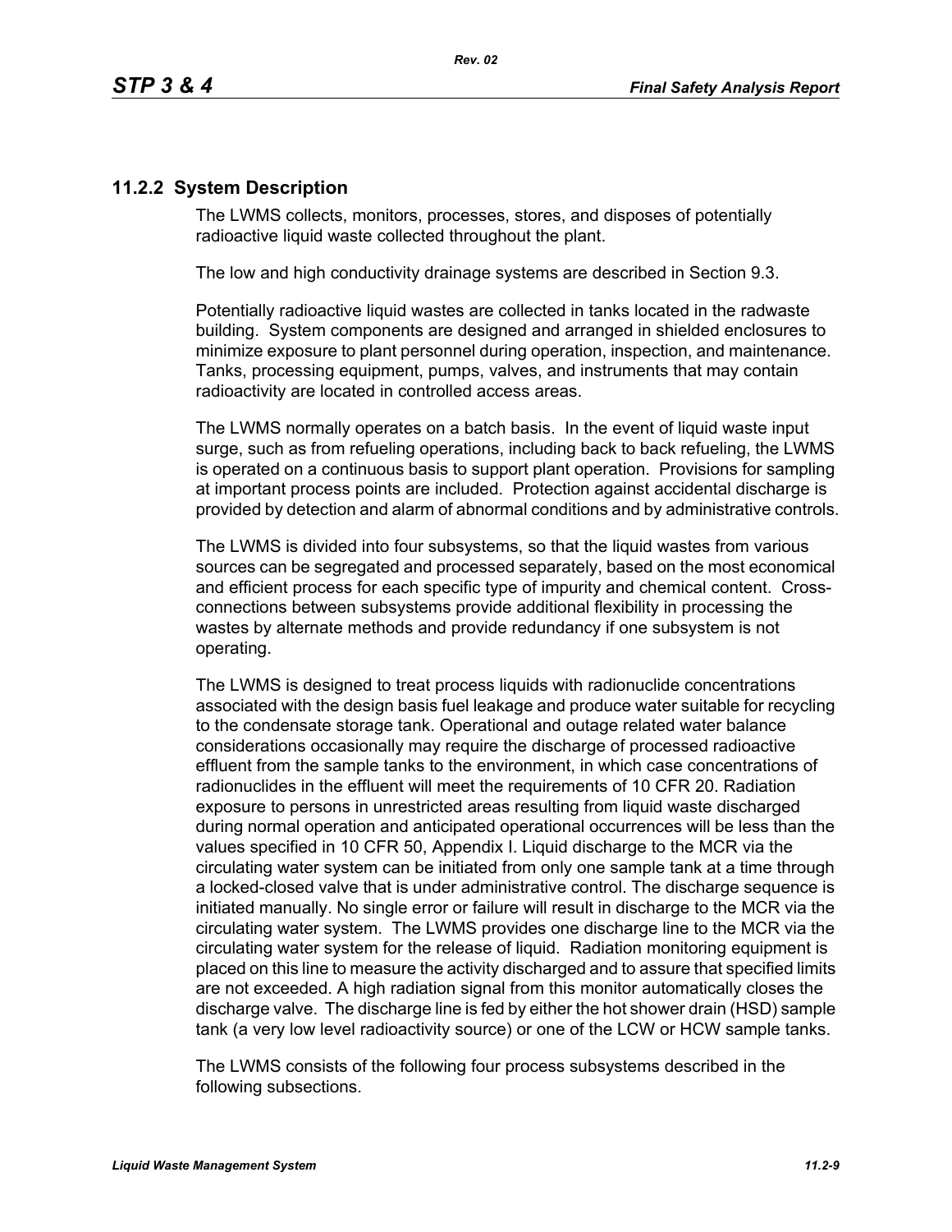## 11.2.2 System Description

The LWMS collects, monitors, processes, stores, and disposes of potentially radioactive liquid waste collected throughout the plant.

The low and high conductivity drainage systems are described in Section 9.3.

Potentially radioactive liquid wastes are collected in tanks located in the radwaste building. System components are designed and arranged in shielded enclosures to minimize exposure to plant personnel during operation, inspection, and maintenance. Tanks, processing equipment, pumps, valves, and instruments that may contain radioactivity are located in controlled access areas.

The LWMS normally operates on a batch basis. In the event of liquid waste input surge, such as from refueling operations, including back to back refueling, the LWMS is operated on a continuous basis to support plant operation. Provisions for sampling at important process points are included. Protection against accidental discharge is provided by detection and alarm of abnormal conditions and by administrative controls.

The LWMS is divided into four subsystems, so that the liquid wastes from various sources can be segregated and processed separately, based on the most economical and efficient process for each specific type of impurity and chemical content. Cross-connections between subsystems provide additional flexibility in processing the wastes by alternate methods and provide redundancy if one subsystem is not operating.

The LWMS is designed to treat process liquids with radionuclide concentrations associated with the design basis fuel leakage and produce water suitable for recycling to the condensate storage tank. Operational and outage related water balance considerations occasionally may require the discharge of processed radioactive effluent from the sample tanks to the environment, in which case concentrations of radionuclides in the effluent will meet the requirements of 10 CFR 20. Radiation exposure to persons in unrestricted areas resulting from liquid waste discharged during normal operation and anticipated operational occurrences will be less than the values specified in 10 CFR 50, Appendix I. Liquid discharge to the MCR via the circulating water system can be initiated from only one sample tank at a time through a locked-closed valve that is under administrative control. The discharge sequence is initiated manually. No single error or failure will result in discharge to the MCR via the circulating water system. The LWMS provides one discharge line to the MCR via the circulating water system for the release of liquid. Radiation monitoring equipment is placed on this line to measure the activity discharged and to assure that specified limits are not exceeded. A high radiation signal from this monitor automatically closes the discharge valve. The discharge line is fed by either the hot shower drain (HSD) sample tank (a very low level radioactivity source) or one of the LCW or HCW sample tanks.

The LWMS consists of the following four process subsystems described in the following subsections.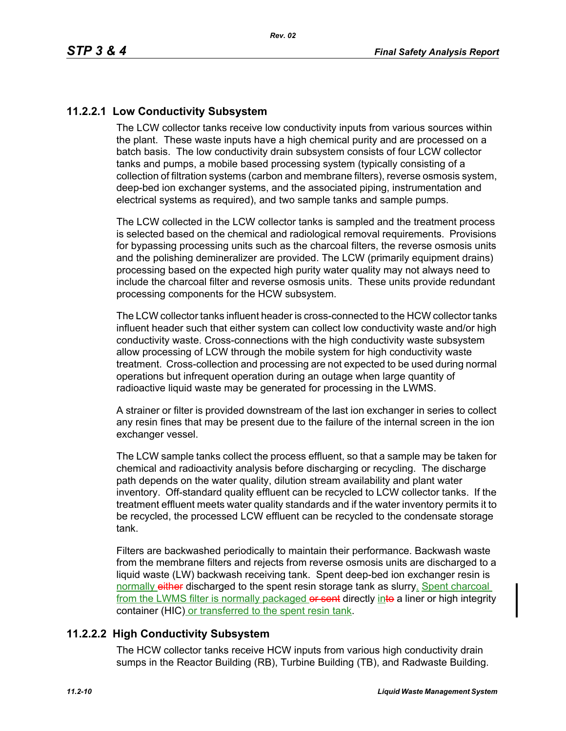### 11.2.2.1 Low Conductivity Subsystem

The LCW collector tanks receive low conductivity inputs from various sources within the plant. These waste inputs have a high chemical purity and are processed on a batch basis. The low conductivity drain subsystem consists of four LCW collector tanks and pumps, a mobile based processing system (typically consisting of a collection of filtration systems (carbon and membrane filters), reverse osmosis system, deep-bed ion exchanger systems, and the associated piping, instrumentation and electrical systems as required), and two sample tanks and sample pumps.

The LCW collected in the LCW collector tanks is sampled and the treatment process is selected based on the chemical and radiological removal requirements. Provisions for bypassing processing units such as the charcoal filters, the reverse osmosis units and the polishing demineralizer are provided. The LCW (primarily equipment drains) processing based on the expected high purity water quality may not always need to include the charcoal filter and reverse osmosis units. These units provide redundant processing components for the HCW subsystem.

The LCW collector tanks influent header is cross-connected to the HCW collector tanks influent header such that either system can collect low conductivity waste and/or high conductivity waste. Cross-connections with the high conductivity waste subsystem allow processing of LCW through the mobile system for high conductivity waste treatment. Cross-collection and processing are not expected to be used during normal operations but infrequent operation during an outage when large quantity of radioactive liquid waste may be generated for processing in the LWMS.

A strainer or filter is provided downstream of the last ion exchanger in series to collect any resin fines that may be present due to the failure of the internal screen in the ion exchanger vessel.

The LCW sample tanks collect the process effluent, so that a sample may be taken for chemical and radioactivity analysis before discharging or recycling. The discharge path depends on the water quality, dilution stream availability and plant water inventory. Off-standard quality effluent can be recycled to LCW collector tanks. If the treatment effluent meets water quality standards and if the water inventory permits it to be recycled, the processed LCW effluent can be recycled to the condensate storage tank.

Filters are backwashed periodically to maintain their performance. Backwash waste from the membrane filters and rejects from reverse osmosis units are discharged to a liquid waste (LW) backwash receiving tank. Spent deep-bed ion exchanger resin is normally ~~either~~ discharged to the spent resin storage tank as slurry. Spent charcoal from the LWMS filter is normally packaged ~~or sent~~ directly in~~to~~ a liner or high integrity container (HIC) or transferred to the spent resin tank.

### 11.2.2.2 High Conductivity Subsystem

The HCW collector tanks receive HCW inputs from various high conductivity drain sumps in the Reactor Building (RB), Turbine Building (TB), and Radwaste Building.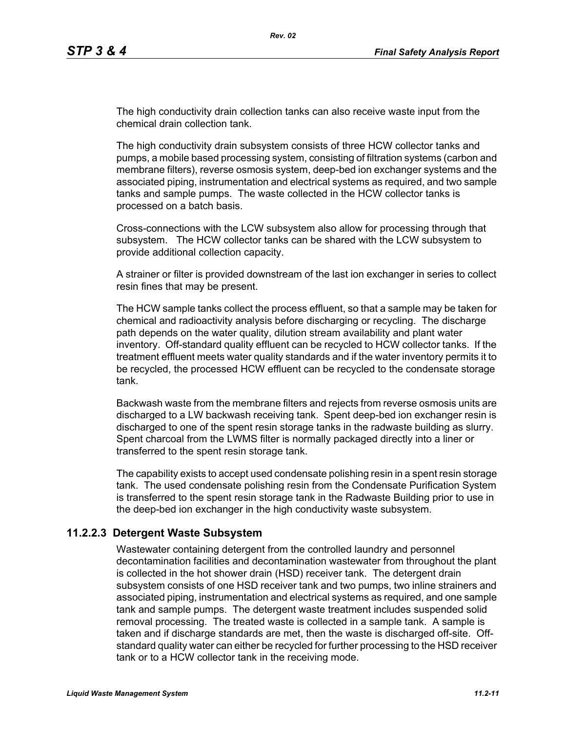The high conductivity drain collection tanks can also receive waste input from the chemical drain collection tank.

The high conductivity drain subsystem consists of three HCW collector tanks and pumps, a mobile based processing system, consisting of filtration systems (carbon and membrane filters), reverse osmosis system, deep-bed ion exchanger systems and the associated piping, instrumentation and electrical systems as required, and two sample tanks and sample pumps. The waste collected in the HCW collector tanks is processed on a batch basis.

Cross-connections with the LCW subsystem also allow for processing through that subsystem. The HCW collector tanks can be shared with the LCW subsystem to provide additional collection capacity.

A strainer or filter is provided downstream of the last ion exchanger in series to collect resin fines that may be present.

The HCW sample tanks collect the process effluent, so that a sample may be taken for chemical and radioactivity analysis before discharging or recycling. The discharge path depends on the water quality, dilution stream availability and plant water inventory. Off-standard quality effluent can be recycled to HCW collector tanks. If the treatment effluent meets water quality standards and if the water inventory permits it to be recycled, the processed HCW effluent can be recycled to the condensate storage tank.

Backwash waste from the membrane filters and rejects from reverse osmosis units are discharged to a LW backwash receiving tank. Spent deep-bed ion exchanger resin is discharged to one of the spent resin storage tanks in the radwaste building as slurry. Spent charcoal from the LWMS filter is normally packaged directly into a liner or transferred to the spent resin storage tank.

The capability exists to accept used condensate polishing resin in a spent resin storage tank. The used condensate polishing resin from the Condensate Purification System is transferred to the spent resin storage tank in the Radwaste Building prior to use in the deep-bed ion exchanger in the high conductivity waste subsystem.

### 11.2.2.3 Detergent Waste Subsystem

Wastewater containing detergent from the controlled laundry and personnel decontamination facilities and decontamination wastewater from throughout the plant is collected in the hot shower drain (HSD) receiver tank. The detergent drain subsystem consists of one HSD receiver tank and two pumps, two inline strainers and associated piping, instrumentation and electrical systems as required, and one sample tank and sample pumps. The detergent waste treatment includes suspended solid removal processing. The treated waste is collected in a sample tank. A sample is taken and if discharge standards are met, then the waste is discharged off-site. Off-standard quality water can either be recycled for further processing to the HSD receiver tank or to a HCW collector tank in the receiving mode.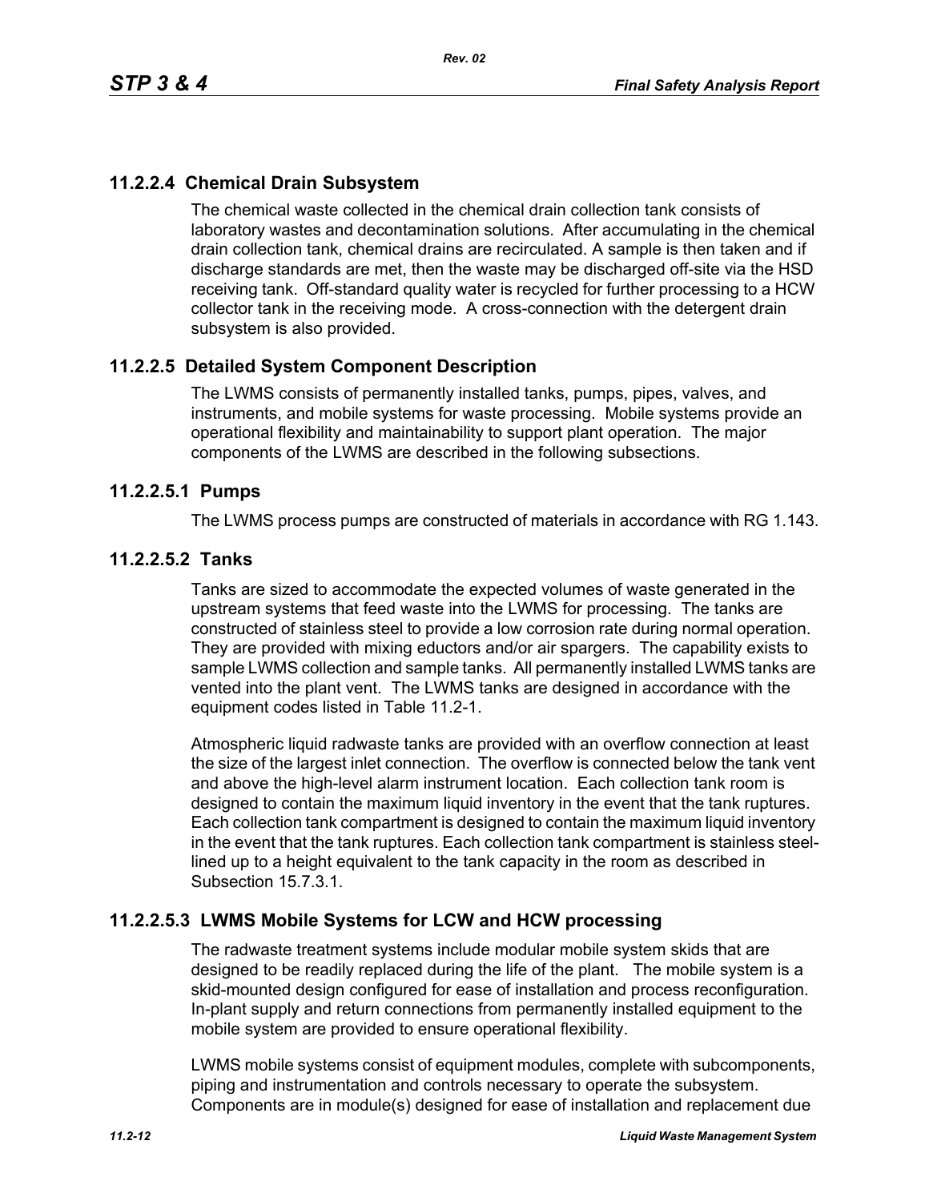### 11.2.2.4 Chemical Drain Subsystem

The chemical waste collected in the chemical drain collection tank consists of laboratory wastes and decontamination solutions. After accumulating in the chemical drain collection tank, chemical drains are recirculated. A sample is then taken and if discharge standards are met, then the waste may be discharged off-site via the HSD receiving tank. Off-standard quality water is recycled for further processing to a HCW collector tank in the receiving mode. A cross-connection with the detergent drain subsystem is also provided.

### 11.2.2.5 Detailed System Component Description

The LWMS consists of permanently installed tanks, pumps, pipes, valves, and instruments, and mobile systems for waste processing. Mobile systems provide an operational flexibility and maintainability to support plant operation. The major components of the LWMS are described in the following subsections.

#### 11.2.2.5.1 Pumps

The LWMS process pumps are constructed of materials in accordance with RG 1.143.

#### 11.2.2.5.2 Tanks

Tanks are sized to accommodate the expected volumes of waste generated in the upstream systems that feed waste into the LWMS for processing. The tanks are constructed of stainless steel to provide a low corrosion rate during normal operation. They are provided with mixing eductors and/or air spargers. The capability exists to sample LWMS collection and sample tanks. All permanently installed LWMS tanks are vented into the plant vent. The LWMS tanks are designed in accordance with the equipment codes listed in Table 11.2-1.

Atmospheric liquid radwaste tanks are provided with an overflow connection at least the size of the largest inlet connection. The overflow is connected below the tank vent and above the high-level alarm instrument location. Each collection tank room is designed to contain the maximum liquid inventory in the event that the tank ruptures. Each collection tank compartment is designed to contain the maximum liquid inventory in the event that the tank ruptures. Each collection tank compartment is stainless steel-lined up to a height equivalent to the tank capacity in the room as described in Subsection 15.7.3.1.

#### 11.2.2.5.3 LWMS Mobile Systems for LCW and HCW processing

The radwaste treatment systems include modular mobile system skids that are designed to be readily replaced during the life of the plant. The mobile system is a skid-mounted design configured for ease of installation and process reconfiguration. In-plant supply and return connections from permanently installed equipment to the mobile system are provided to ensure operational flexibility.

LWMS mobile systems consist of equipment modules, complete with subcomponents, piping and instrumentation and controls necessary to operate the subsystem. Components are in module(s) designed for ease of installation and replacement due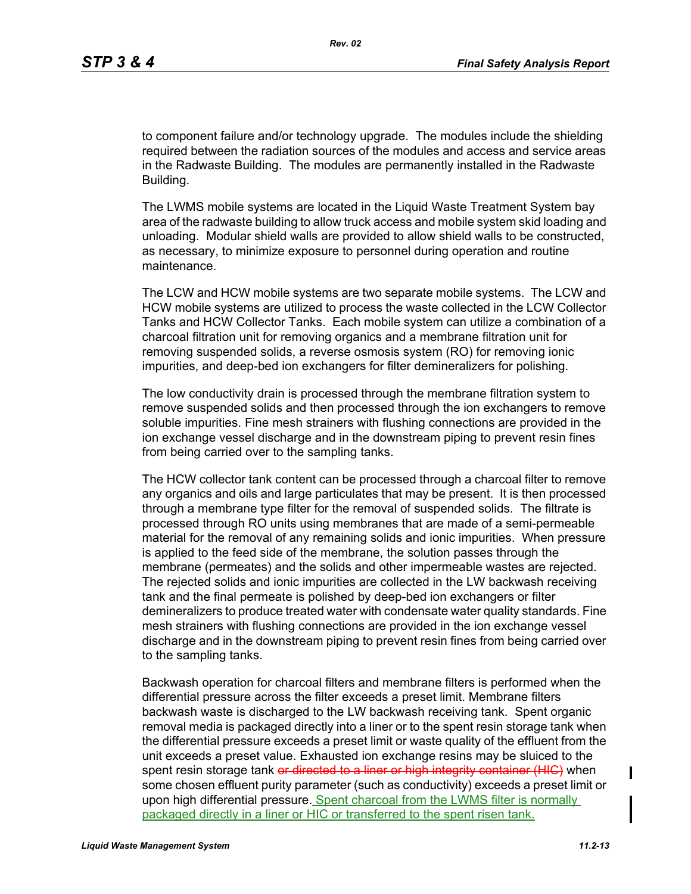to component failure and/or technology upgrade. The modules include the shielding required between the radiation sources of the modules and access and service areas in the Radwaste Building. The modules are permanently installed in the Radwaste Building.

The LWMS mobile systems are located in the Liquid Waste Treatment System bay area of the radwaste building to allow truck access and mobile system skid loading and unloading. Modular shield walls are provided to allow shield walls to be constructed, as necessary, to minimize exposure to personnel during operation and routine maintenance.

The LCW and HCW mobile systems are two separate mobile systems. The LCW and HCW mobile systems are utilized to process the waste collected in the LCW Collector Tanks and HCW Collector Tanks. Each mobile system can utilize a combination of a charcoal filtration unit for removing organics and a membrane filtration unit for removing suspended solids, a reverse osmosis system (RO) for removing ionic impurities, and deep-bed ion exchangers for filter demineralizers for polishing.

The low conductivity drain is processed through the membrane filtration system to remove suspended solids and then processed through the ion exchangers to remove soluble impurities. Fine mesh strainers with flushing connections are provided in the ion exchange vessel discharge and in the downstream piping to prevent resin fines from being carried over to the sampling tanks.

The HCW collector tank content can be processed through a charcoal filter to remove any organics and oils and large particulates that may be present. It is then processed through a membrane type filter for the removal of suspended solids. The filtrate is processed through RO units using membranes that are made of a semi-permeable material for the removal of any remaining solids and ionic impurities. When pressure is applied to the feed side of the membrane, the solution passes through the membrane (permeates) and the solids and other impermeable wastes are rejected. The rejected solids and ionic impurities are collected in the LW backwash receiving tank and the final permeate is polished by deep-bed ion exchangers or filter demineralizers to produce treated water with condensate water quality standards. Fine mesh strainers with flushing connections are provided in the ion exchange vessel discharge and in the downstream piping to prevent resin fines from being carried over to the sampling tanks.

Backwash operation for charcoal filters and membrane filters is performed when the differential pressure across the filter exceeds a preset limit. Membrane filters backwash waste is discharged to the LW backwash receiving tank. Spent organic removal media is packaged directly into a liner or to the spent resin storage tank when the differential pressure exceeds a preset limit or waste quality of the effluent from the unit exceeds a preset value. Exhausted ion exchange resins may be sluiced to the spent resin storage tank ~~or directed to a liner or high integrity container (HIC)~~ when some chosen effluent purity parameter (such as conductivity) exceeds a preset limit or upon high differential pressure. Spent charcoal from the LWMS filter is normally packaged directly in a liner or HIC or transferred to the spent risen tank.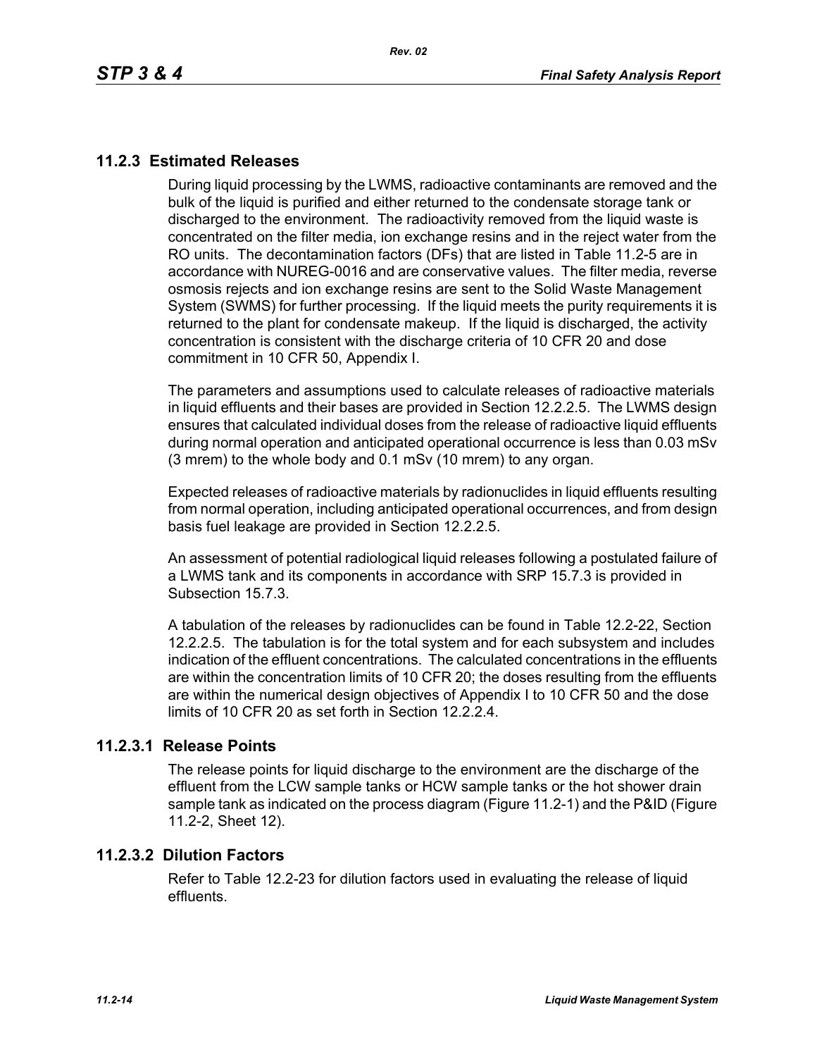## 11.2.3 Estimated Releases

During liquid processing by the LWMS, radioactive contaminants are removed and the bulk of the liquid is purified and either returned to the condensate storage tank or discharged to the environment. The radioactivity removed from the liquid waste is concentrated on the filter media, ion exchange resins and in the reject water from the RO units. The decontamination factors (DFs) that are listed in Table 11.2-5 are in accordance with NUREG-0016 and are conservative values. The filter media, reverse osmosis rejects and ion exchange resins are sent to the Solid Waste Management System (SWMS) for further processing. If the liquid meets the purity requirements it is returned to the plant for condensate makeup. If the liquid is discharged, the activity concentration is consistent with the discharge criteria of 10 CFR 20 and dose commitment in 10 CFR 50, Appendix I.

The parameters and assumptions used to calculate releases of radioactive materials in liquid effluents and their bases are provided in Section 12.2.2.5. The LWMS design ensures that calculated individual doses from the release of radioactive liquid effluents during normal operation and anticipated operational occurrence is less than 0.03 mSv (3 mrem) to the whole body and 0.1 mSv (10 mrem) to any organ.

Expected releases of radioactive materials by radionuclides in liquid effluents resulting from normal operation, including anticipated operational occurrences, and from design basis fuel leakage are provided in Section 12.2.2.5.

An assessment of potential radiological liquid releases following a postulated failure of a LWMS tank and its components in accordance with SRP 15.7.3 is provided in Subsection 15.7.3.

A tabulation of the releases by radionuclides can be found in Table 12.2-22, Section 12.2.2.5. The tabulation is for the total system and for each subsystem and includes indication of the effluent concentrations. The calculated concentrations in the effluents are within the concentration limits of 10 CFR 20; the doses resulting from the effluents are within the numerical design objectives of Appendix I to 10 CFR 50 and the dose limits of 10 CFR 20 as set forth in Section 12.2.2.4.

### 11.2.3.1 Release Points

The release points for liquid discharge to the environment are the discharge of the effluent from the LCW sample tanks or HCW sample tanks or the hot shower drain sample tank as indicated on the process diagram (Figure 11.2-1) and the P&ID (Figure 11.2-2, Sheet 12).

### 11.2.3.2 Dilution Factors

Refer to Table 12.2-23 for dilution factors used in evaluating the release of liquid effluents.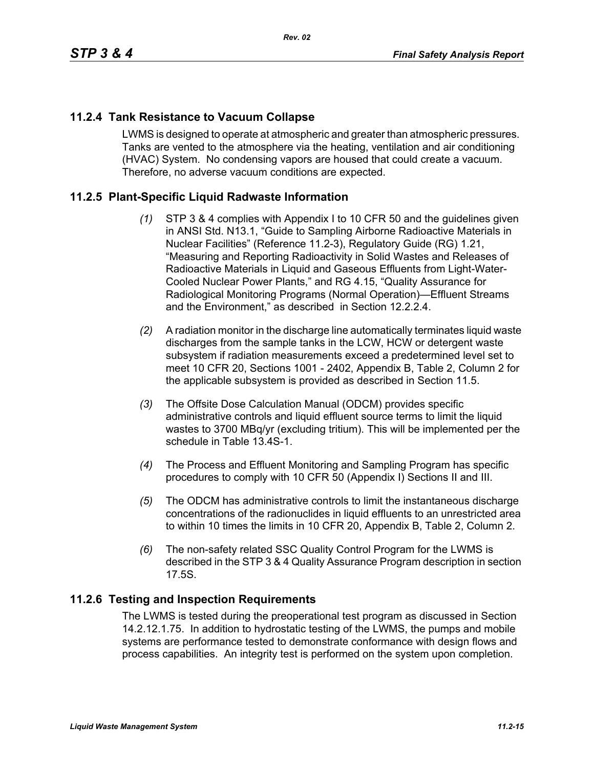## 11.2.4 Tank Resistance to Vacuum Collapse

LWMS is designed to operate at atmospheric and greater than atmospheric pressures. Tanks are vented to the atmosphere via the heating, ventilation and air conditioning (HVAC) System. No condensing vapors are housed that could create a vacuum. Therefore, no adverse vacuum conditions are expected.

## 11.2.5 Plant-Specific Liquid Radwaste Information

*(1)* STP 3 & 4 complies with Appendix I to 10 CFR 50 and the guidelines given in ANSI Std. N13.1, "Guide to Sampling Airborne Radioactive Materials in Nuclear Facilities" (Reference 11.2-3), Regulatory Guide (RG) 1.21, "Measuring and Reporting Radioactivity in Solid Wastes and Releases of Radioactive Materials in Liquid and Gaseous Effluents from Light-Water-Cooled Nuclear Power Plants," and RG 4.15, "Quality Assurance for Radiological Monitoring Programs (Normal Operation)—Effluent Streams and the Environment," as described in Section 12.2.2.4.

*(2)* A radiation monitor in the discharge line automatically terminates liquid waste discharges from the sample tanks in the LCW, HCW or detergent waste subsystem if radiation measurements exceed a predetermined level set to meet 10 CFR 20, Sections 1001 - 2402, Appendix B, Table 2, Column 2 for the applicable subsystem is provided as described in Section 11.5.

*(3)* The Offsite Dose Calculation Manual (ODCM) provides specific administrative controls and liquid effluent source terms to limit the liquid wastes to 3700 MBq/yr (excluding tritium). This will be implemented per the schedule in Table 13.4S-1.

*(4)* The Process and Effluent Monitoring and Sampling Program has specific procedures to comply with 10 CFR 50 (Appendix I) Sections II and III.

*(5)* The ODCM has administrative controls to limit the instantaneous discharge concentrations of the radionuclides in liquid effluents to an unrestricted area to within 10 times the limits in 10 CFR 20, Appendix B, Table 2, Column 2.

*(6)* The non-safety related SSC Quality Control Program for the LWMS is described in the STP 3 & 4 Quality Assurance Program description in section 17.5S.

## 11.2.6 Testing and Inspection Requirements

The LWMS is tested during the preoperational test program as discussed in Section 14.2.12.1.75. In addition to hydrostatic testing of the LWMS, the pumps and mobile systems are performance tested to demonstrate conformance with design flows and process capabilities. An integrity test is performed on the system upon completion.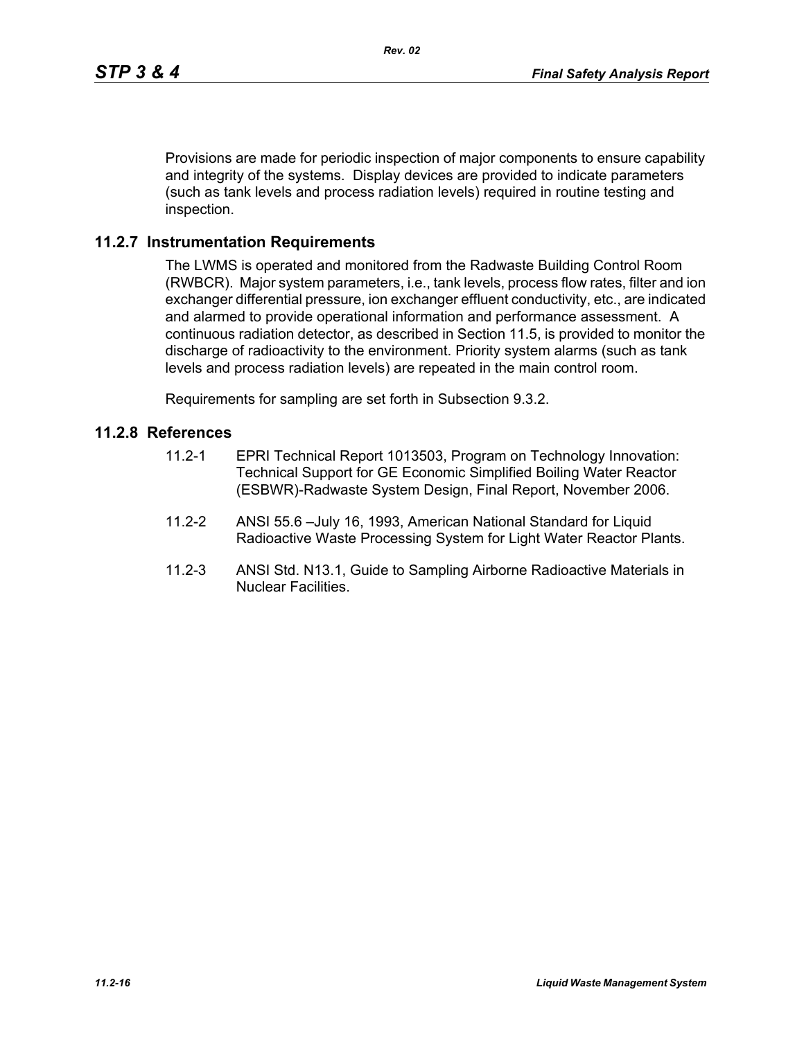Provisions are made for periodic inspection of major components to ensure capability and integrity of the systems. Display devices are provided to indicate parameters (such as tank levels and process radiation levels) required in routine testing and inspection.

## 11.2.7 Instrumentation Requirements

The LWMS is operated and monitored from the Radwaste Building Control Room (RWBCR). Major system parameters, i.e., tank levels, process flow rates, filter and ion exchanger differential pressure, ion exchanger effluent conductivity, etc., are indicated and alarmed to provide operational information and performance assessment. A continuous radiation detector, as described in Section 11.5, is provided to monitor the discharge of radioactivity to the environment. Priority system alarms (such as tank levels and process radiation levels) are repeated in the main control room.

Requirements for sampling are set forth in Subsection 9.3.2.

## 11.2.8 References

11.2-1 EPRI Technical Report 1013503, Program on Technology Innovation: Technical Support for GE Economic Simplified Boiling Water Reactor (ESBWR)-Radwaste System Design, Final Report, November 2006.

11.2-2 ANSI 55.6 –July 16, 1993, American National Standard for Liquid Radioactive Waste Processing System for Light Water Reactor Plants.

11.2-3 ANSI Std. N13.1, Guide to Sampling Airborne Radioactive Materials in Nuclear Facilities.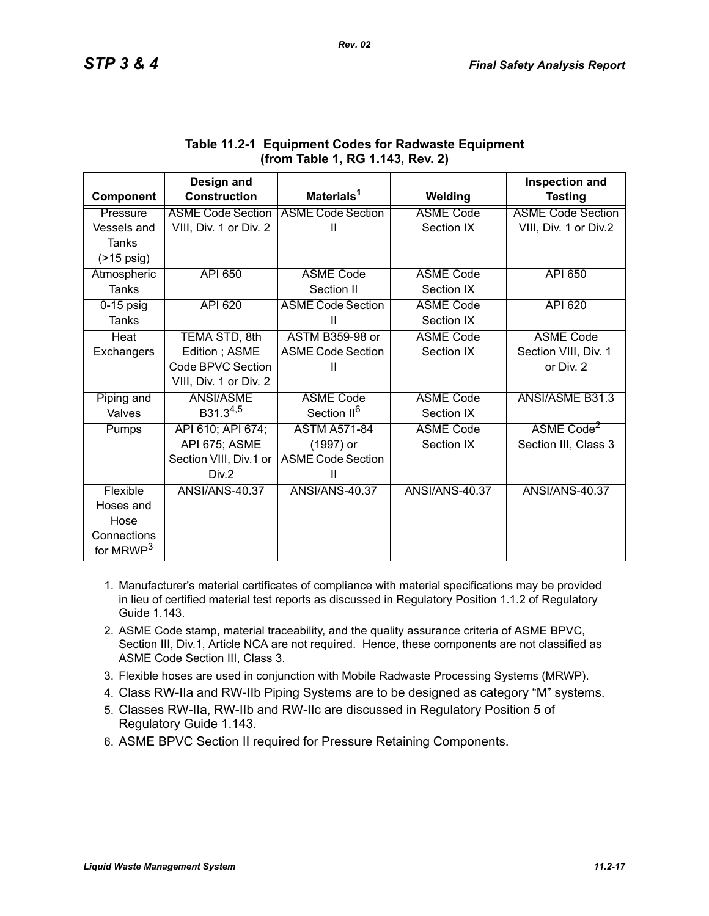**Table 11.2-1 Equipment Codes for Radwaste Equipment (from Table 1, RG 1.143, Rev. 2)**

| Component | Design and Construction | Materials[1] | Welding | Inspection and Testing |
|---|---|---|---|---|
| Pressure Vessels and Tanks (>15 psig) | ASME Code Section VIII, Div. 1 or Div. 2 | ASME Code Section II | ASME Code Section IX | ASME Code Section VIII, Div. 1 or Div.2 |
| Atmospheric Tanks | API 650 | ASME Code Section II | ASME Code Section IX | API 650 |
| 0-15 psig Tanks | API 620 | ASME Code Section II | ASME Code Section IX | API 620 |
| Heat Exchangers | TEMA STD, 8th Edition ; ASME Code BPVC Section VIII, Div. 1 or Div. 2 | ASTM B359-98 or ASME Code Section II | ASME Code Section IX | ASME Code Section VIII, Div. 1 or Div. 2 |
| Piping and Valves | ANSI/ASME B31.3[4,5] | ASME Code Section II[6] | ASME Code Section IX | ANSI/ASME B31.3 |
| Pumps | API 610; API 674; API 675; ASME Section VIII, Div.1 or Div.2 | ASTM A571-84 (1997) or ASME Code Section II | ASME Code Section IX | ASME Code[2] Section III, Class 3 |
| Flexible Hoses and Hose Connections for MRWP[3] | ANSI/ANS-40.37 | ANSI/ANS-40.37 | ANSI/ANS-40.37 | ANSI/ANS-40.37 |

1. Manufacturer's material certificates of compliance with material specifications may be provided in lieu of certified material test reports as discussed in Regulatory Position 1.1.2 of Regulatory Guide 1.143.
2. ASME Code stamp, material traceability, and the quality assurance criteria of ASME BPVC, Section III, Div.1, Article NCA are not required. Hence, these components are not classified as ASME Code Section III, Class 3.
3. Flexible hoses are used in conjunction with Mobile Radwaste Processing Systems (MRWP).
4. Class RW-IIa and RW-IIb Piping Systems are to be designed as category "M" systems.
5. Classes RW-IIa, RW-IIb and RW-IIc are discussed in Regulatory Position 5 of Regulatory Guide 1.143.
6. ASME BPVC Section II required for Pressure Retaining Components.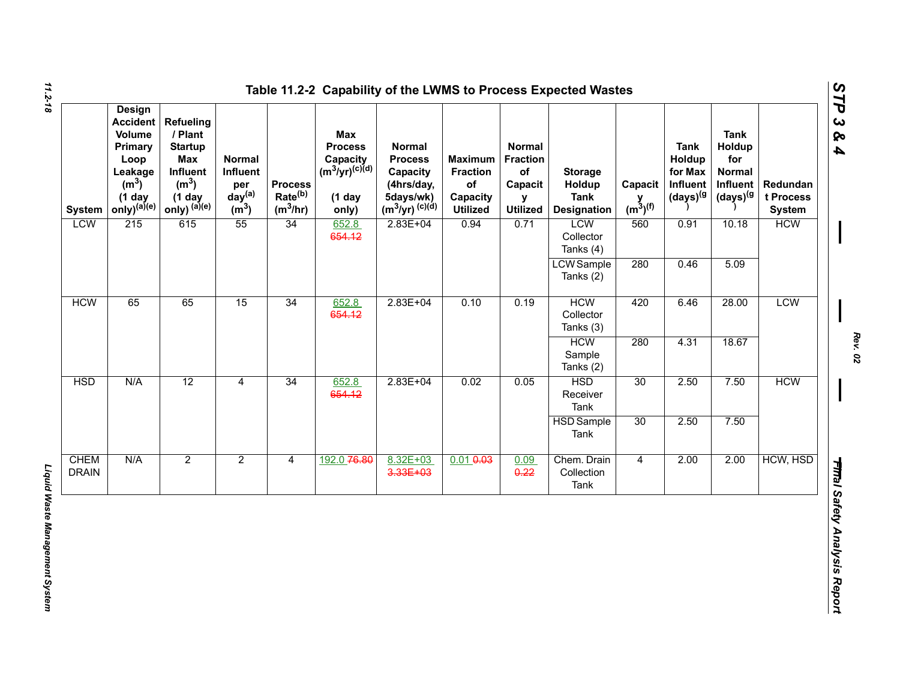# Table 11.2-2 Capability of the LWMS to Process Expected Wastes

| System | Design Accident Volume Primary Loop Leakage ($m^3$) (1 day only)[(a)(e)] | Refueling / Plant Startup Max Influent ($m^3$) (1 day only) [(a)(e)] | Normal Influent per day[(a)] ($m^3$) | Process Rate[(b)] ($m^3$/hr) | Max Process Capacity ($m^3$/yr)[(c)(d)] (1 day only) | Normal Process Capacity (4hrs/day, 5days/wk) ($m^3$/yr) [(c)(d)] | Maximum Fraction of Capacity Utilized | Normal Fraction of Capacity Utilized | Storage Holdup Tank Designation | Capacity ($m^3$)[(f)] | Tank Holdup for Max Influent (days)[(g)] | Tank Holdup for Normal Influent (days)[(g)] | Redundant Process System |
|---|---|---|---|---|---|---|---|---|---|---|---|---|---|
| LCW | 215 | 615 | 55 | 34 | 652.8 ~~654.12~~ | 2.83E+04 | 0.94 | 0.71 | LCW Collector Tanks (4) | 560 | 0.91 | 10.18 | HCW |
| | | | | | | | | | LCW Sample Tanks (2) | 280 | 0.46 | 5.09 | |
| HCW | 65 | 65 | 15 | 34 | 652.8 ~~654.12~~ | 2.83E+04 | 0.10 | 0.19 | HCW Collector Tanks (3) | 420 | 6.46 | 28.00 | LCW |
| | | | | | | | | | HCW Sample Tanks (2) | 280 | 4.31 | 18.67 | |
| HSD | N/A | 12 | 4 | 34 | 652.8 ~~654.12~~ | 2.83E+04 | 0.02 | 0.05 | HSD Receiver Tank | 30 | 2.50 | 7.50 | HCW |
| | | | | | | | | | HSD Sample Tank | 30 | 2.50 | 7.50 | |
| CHEM DRAIN | N/A | 2 | 2 | 4 | 192.0 ~~76.80~~ | 8.32E+03 ~~3.33E+03~~ | 0.01 ~~0.03~~ | 0.09 ~~0.22~~ | Chem. Drain Collection Tank | 4 | 2.00 | 2.00 | HCW, HSD |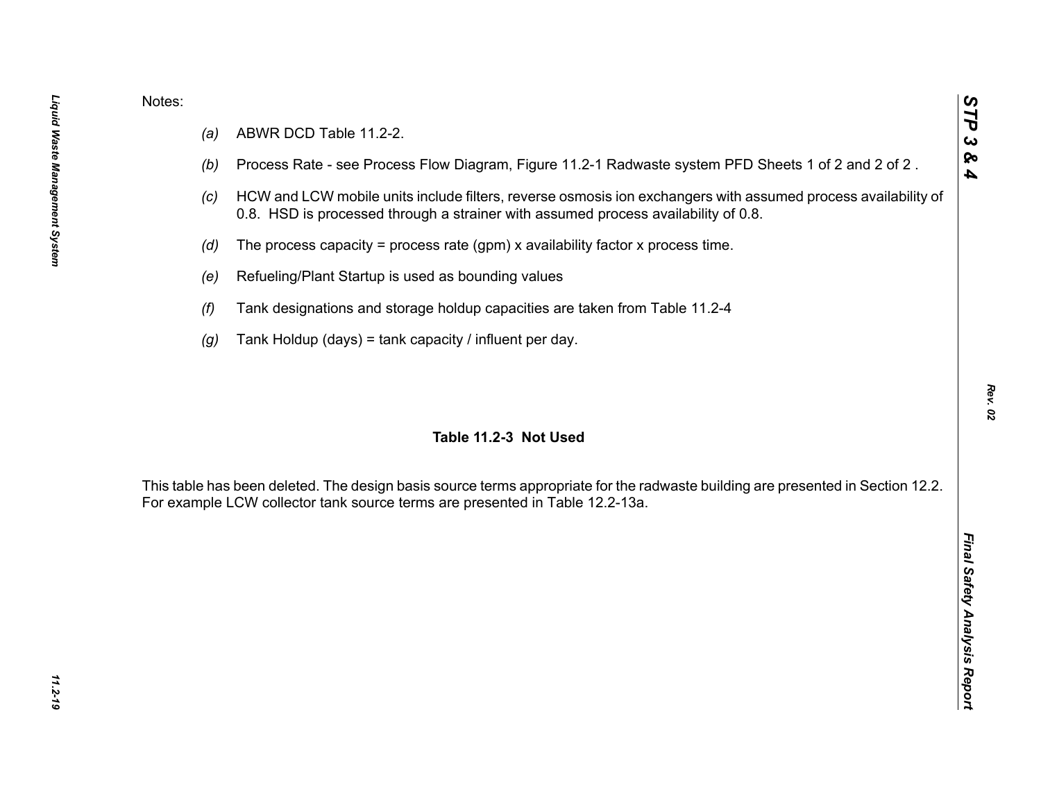Notes:

- *(a)* ABWR DCD Table 11.2-2.
- *(b)* Process Rate - see Process Flow Diagram, Figure 11.2-1 Radwaste system PFD Sheets 1 of 2 and 2 of 2 .
- *(c)* HCW and LCW mobile units include filters, reverse osmosis ion exchangers with assumed process availability of 0.8. HSD is processed through a strainer with assumed process availability of 0.8.
- *(d)* The process capacity = process rate (gpm) x availability factor x process time.
- *(e)* Refueling/Plant Startup is used as bounding values
- *(f)* Tank designations and storage holdup capacities are taken from Table 11.2-4
- *(g)* Tank Holdup (days) = tank capacity / influent per day.

## Table 11.2-3 Not Used

This table has been deleted. The design basis source terms appropriate for the radwaste building are presented in Section 12.2. For example LCW collector tank source terms are presented in Table 12.2-13a.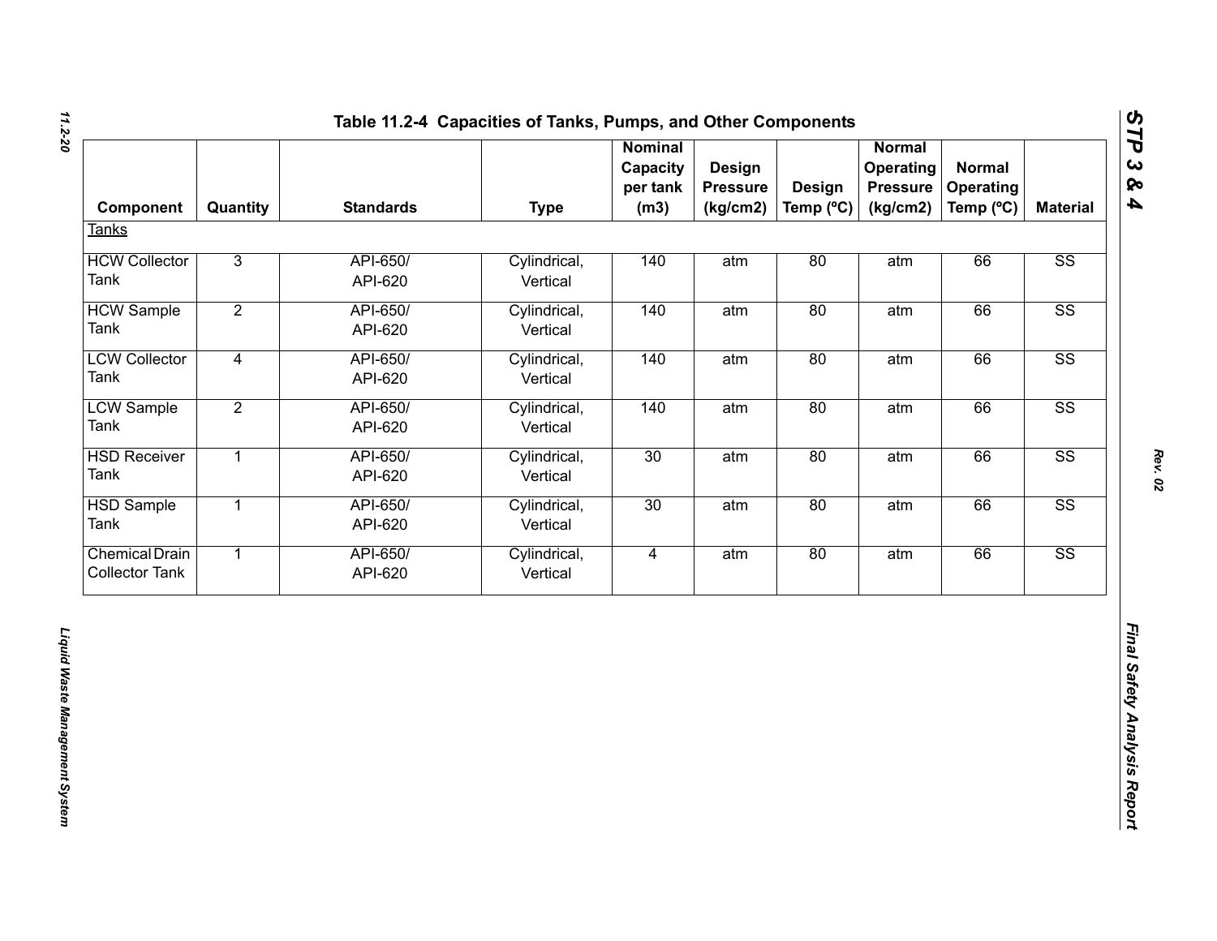## Table 11.2-4 Capacities of Tanks, Pumps, and Other Components

| Component | Quantity | Standards | Type | Nominal Capacity per tank (m3) | Design Pressure (kg/cm2) | Design Temp (ºC) | Normal Operating Pressure (kg/cm2) | Normal Operating Temp (ºC) | Material |
|---|---|---|---|---|---|---|---|---|---|
| Tanks | | | | | | | | | |
| HCW Collector Tank | 3 | API-650/ API-620 | Cylindrical, Vertical | 140 | atm | 80 | atm | 66 | SS |
| HCW Sample Tank | 2 | API-650/ API-620 | Cylindrical, Vertical | 140 | atm | 80 | atm | 66 | SS |
| LCW Collector Tank | 4 | API-650/ API-620 | Cylindrical, Vertical | 140 | atm | 80 | atm | 66 | SS |
| LCW Sample Tank | 2 | API-650/ API-620 | Cylindrical, Vertical | 140 | atm | 80 | atm | 66 | SS |
| HSD Receiver Tank | 1 | API-650/ API-620 | Cylindrical, Vertical | 30 | atm | 80 | atm | 66 | SS |
| HSD Sample Tank | 1 | API-650/ API-620 | Cylindrical, Vertical | 30 | atm | 80 | atm | 66 | SS |
| Chemical Drain Collector Tank | 1 | API-650/ API-620 | Cylindrical, Vertical | 4 | atm | 80 | atm | 66 | SS |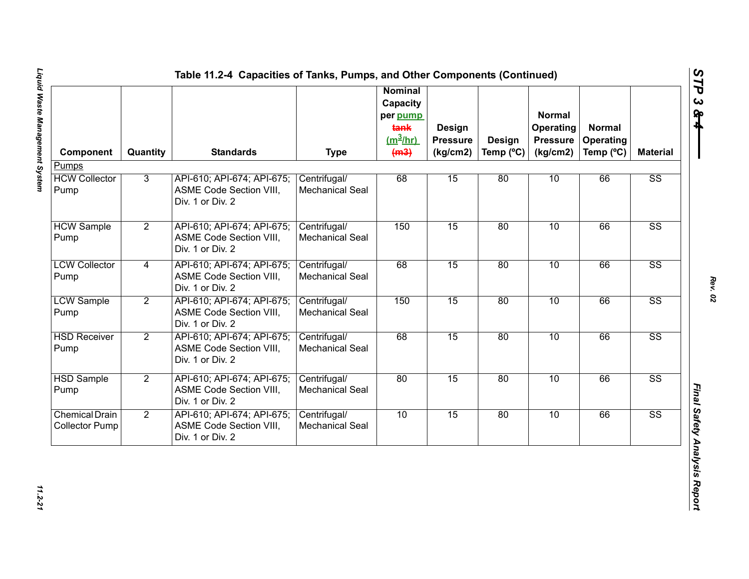## Table 11.2-4 Capacities of Tanks, Pumps, and Other Components (Continued)

| Component | Quantity | Standards | Type | Nominal Capacity per pump ~~tank~~ ($m^3$/hr) ~~(m3)~~ | Design Pressure (kg/cm2) | Design Temp (ºC) | Normal Operating Pressure (kg/cm2) | Normal Operating Temp (ºC) | Material |
|---|---|---|---|---|---|---|---|---|---|
| Pumps | | | | | | | | | |
| HCW Collector Pump | 3 | API-610; API-674; API-675; ASME Code Section VIII, Div. 1 or Div. 2 | Centrifugal/ Mechanical Seal | 68 | 15 | 80 | 10 | 66 | SS |
| HCW Sample Pump | 2 | API-610; API-674; API-675; ASME Code Section VIII, Div. 1 or Div. 2 | Centrifugal/ Mechanical Seal | 150 | 15 | 80 | 10 | 66 | SS |
| LCW Collector Pump | 4 | API-610; API-674; API-675; ASME Code Section VIII, Div. 1 or Div. 2 | Centrifugal/ Mechanical Seal | 68 | 15 | 80 | 10 | 66 | SS |
| LCW Sample Pump | 2 | API-610; API-674; API-675; ASME Code Section VIII, Div. 1 or Div. 2 | Centrifugal/ Mechanical Seal | 150 | 15 | 80 | 10 | 66 | SS |
| HSD Receiver Pump | 2 | API-610; API-674; API-675; ASME Code Section VIII, Div. 1 or Div. 2 | Centrifugal/ Mechanical Seal | 68 | 15 | 80 | 10 | 66 | SS |
| HSD Sample Pump | 2 | API-610; API-674; API-675; ASME Code Section VIII, Div. 1 or Div. 2 | Centrifugal/ Mechanical Seal | 80 | 15 | 80 | 10 | 66 | SS |
| Chemical Drain Collector Pump | 2 | API-610; API-674; API-675; ASME Code Section VIII, Div. 1 or Div. 2 | Centrifugal/ Mechanical Seal | 10 | 15 | 80 | 10 | 66 | SS |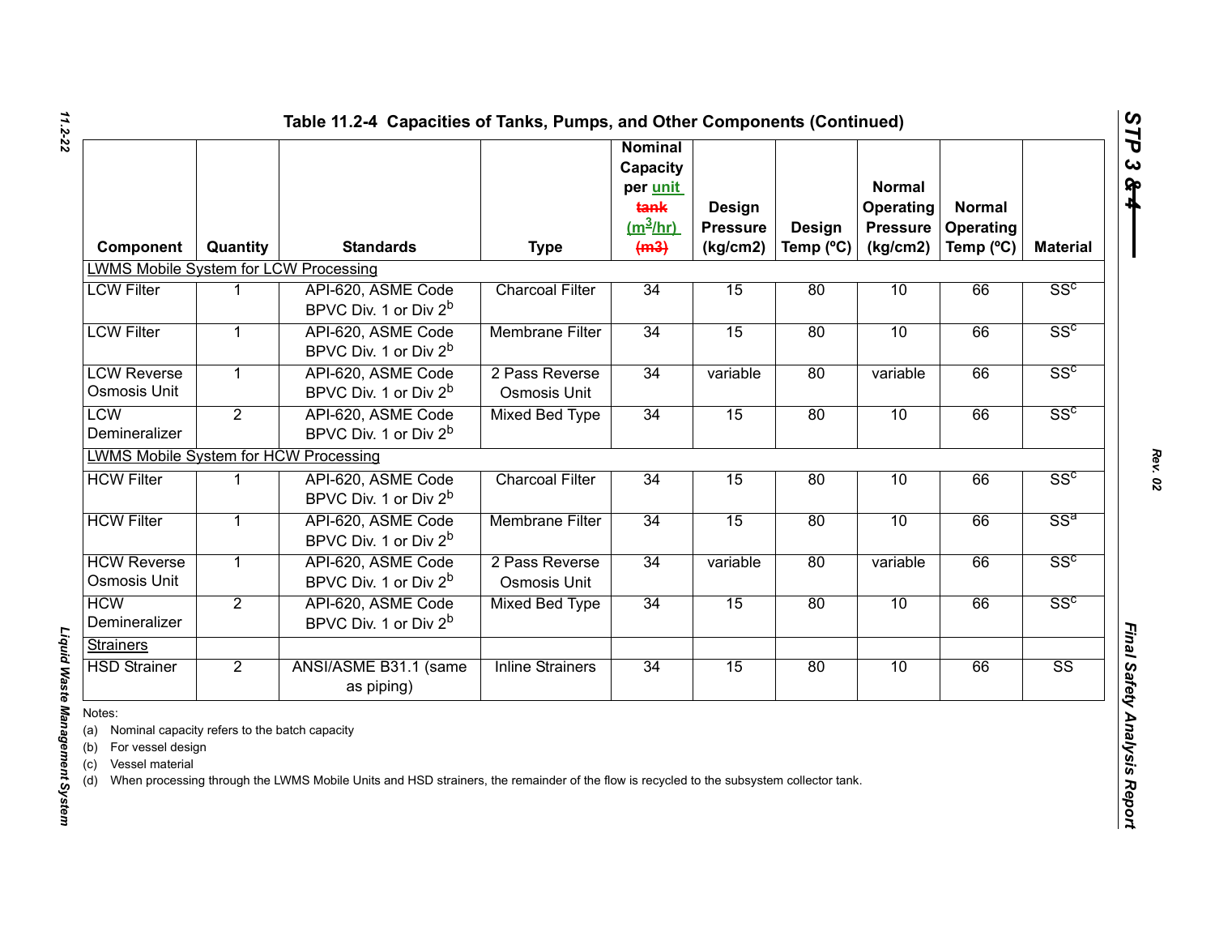# Table 11.2-4 Capacities of Tanks, Pumps, and Other Components (Continued)

| Component | Quantity | Standards | Type | Nominal Capacity per unit tank ($m^3$/hr) (m3) | Design Pressure (kg/cm2) | Design Temp (ºC) | Normal Operating Pressure (kg/cm2) | Normal Operating Temp (ºC) | Material |
|---|---|---|---|---|---|---|---|---|---|
| LWMS Mobile System for LCW Processing | | | | | | | | | |
| LCW Filter | 1 | API-620, ASME Code BPVC Div. 1 or Div 2[b] | Charcoal Filter | 34 | 15 | 80 | 10 | 66 | SS[c] |
| LCW Filter | 1 | API-620, ASME Code BPVC Div. 1 or Div 2[b] | Membrane Filter | 34 | 15 | 80 | 10 | 66 | SS[c] |
| LCW Reverse Osmosis Unit | 1 | API-620, ASME Code BPVC Div. 1 or Div 2[b] | 2 Pass Reverse Osmosis Unit | 34 | variable | 80 | variable | 66 | SS[c] |
| LCW Demineralizer | 2 | API-620, ASME Code BPVC Div. 1 or Div 2[b] | Mixed Bed Type | 34 | 15 | 80 | 10 | 66 | SS[c] |
| LWMS Mobile System for HCW Processing | | | | | | | | | |
| HCW Filter | 1 | API-620, ASME Code BPVC Div. 1 or Div 2[b] | Charcoal Filter | 34 | 15 | 80 | 10 | 66 | SS[c] |
| HCW Filter | 1 | API-620, ASME Code BPVC Div. 1 or Div 2[b] | Membrane Filter | 34 | 15 | 80 | 10 | 66 | SS[a] |
| HCW Reverse Osmosis Unit | 1 | API-620, ASME Code BPVC Div. 1 or Div 2[b] | 2 Pass Reverse Osmosis Unit | 34 | variable | 80 | variable | 66 | SS[c] |
| HCW Demineralizer | 2 | API-620, ASME Code BPVC Div. 1 or Div 2[b] | Mixed Bed Type | 34 | 15 | 80 | 10 | 66 | SS[c] |
| Strainers | | | | | | | | | |
| HSD Strainer | 2 | ANSI/ASME B31.1 (same as piping) | Inline Strainers | 34 | 15 | 80 | 10 | 66 | SS |

Notes:

(a) Nominal capacity refers to the batch capacity

(b) For vessel design

(c) Vessel material

(d) When processing through the LWMS Mobile Units and HSD strainers, the remainder of the flow is recycled to the subsystem collector tank.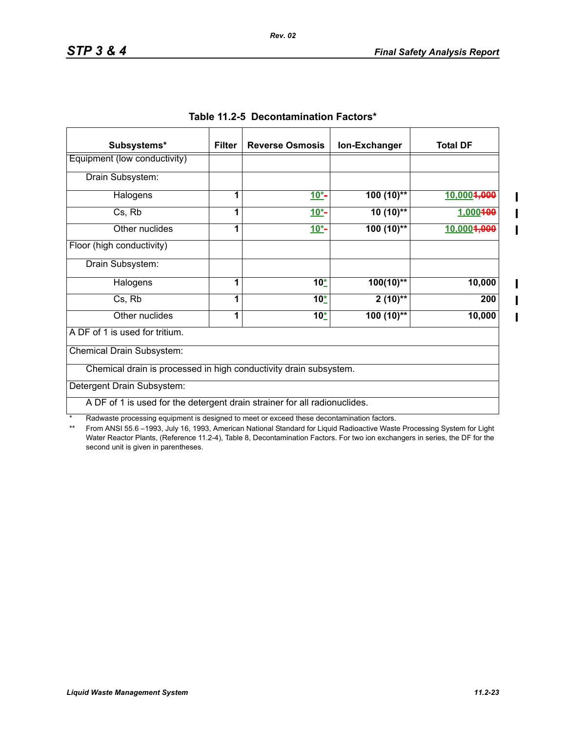## Table 11.2-5 Decontamination Factors*

| Subsystems* | Filter | Reverse Osmosis | Ion-Exchanger | Total DF |
|---|---|---|---|---|
| Equipment (low conductivity) | | | | |
| Drain Subsystem: | | | | |
| Halogens | 1 | 10*~~-~~ | 100 (10)** | 10,000~~1,000~~ |
| Cs, Rb | 1 | 10*~~-~~ | 10 (10)** | 1,000~~100~~ |
| Other nuclides | 1 | 10*~~-~~ | 100 (10)** | 10,000~~1,000~~ |
| Floor (high conductivity) | | | | |
| Drain Subsystem: | | | | |
| Halogens | 1 | 10* | 100(10)** | 10,000 |
| Cs, Rb | 1 | 10* | 2 (10)** | 200 |
| Other nuclides | 1 | 10* | 100 (10)** | 10,000 |
| A DF of 1 is used for tritium. | | | | |
| Chemical Drain Subsystem: | | | | |
| Chemical drain is processed in high conductivity drain subsystem. | | | | |
| Detergent Drain Subsystem: | | | | |
| A DF of 1 is used for the detergent drain strainer for all radionuclides. | | | | |

\* Radwaste processing equipment is designed to meet or exceed these decontamination factors.

\*\* From ANSI 55.6 –1993, July 16, 1993, American National Standard for Liquid Radioactive Waste Processing System for Light Water Reactor Plants, (Reference 11.2-4), Table 8, Decontamination Factors. For two ion exchangers in series, the DF for the second unit is given in parentheses.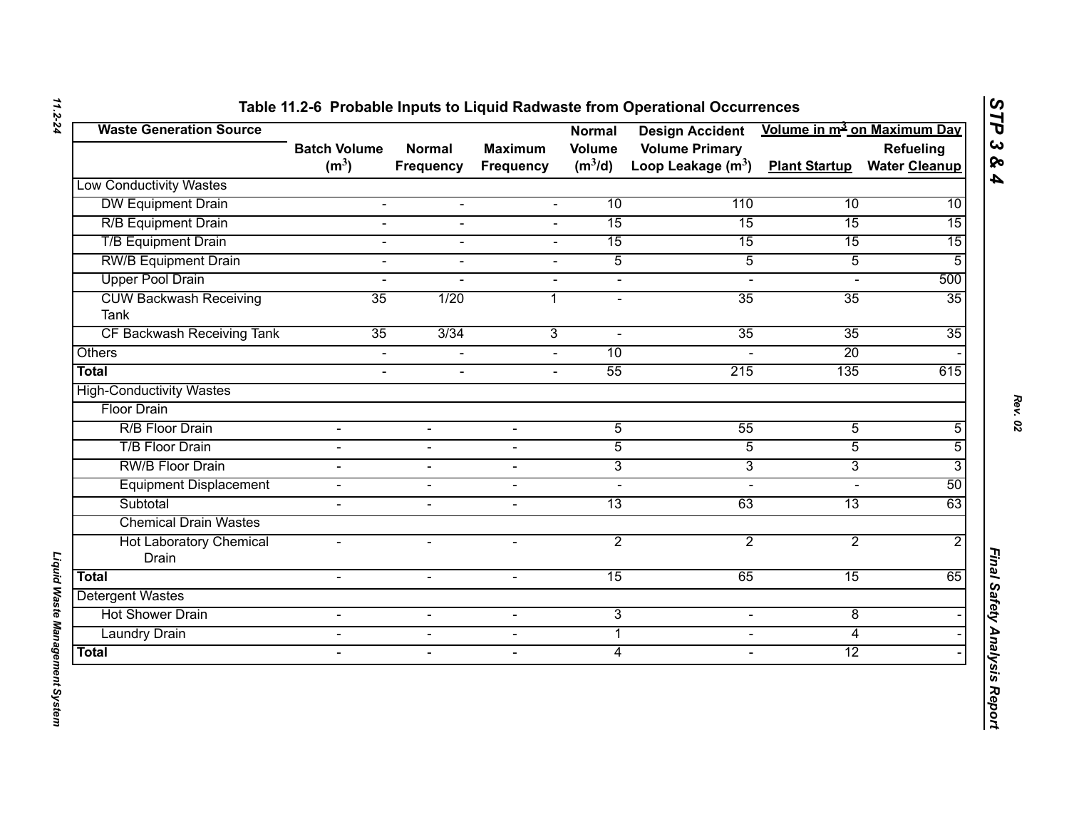## Table 11.2-6 Probable Inputs to Liquid Radwaste from Operational Occurrences

| Waste Generation Source | Batch Volume ($m^3$) | Normal Frequency | Maximum Frequency | Normal Volume ($m^3$/d) | Design Accident Volume Primary Loop Leakage ($m^3$) | Volume in $m^3$ on Maximum Day | |
|---|---|---|---|---|---|---|---|
| | | | | | | Plant Startup | Refueling Water Cleanup |
| Low Conductivity Wastes | | | | | | | |
| DW Equipment Drain | - | - | - | 10 | 110 | 10 | 10 |
| R/B Equipment Drain | - | - | - | 15 | 15 | 15 | 15 |
| T/B Equipment Drain | - | - | - | 15 | 15 | 15 | 15 |
| RW/B Equipment Drain | - | - | - | 5 | 5 | 5 | 5 |
| Upper Pool Drain | - | - | - | - | - | - | 500 |
| CUW Backwash Receiving Tank | 35 | 1/20 | 1 | - | 35 | 35 | 35 |
| CF Backwash Receiving Tank | 35 | 3/34 | 3 | - | 35 | 35 | 35 |
| Others | - | - | - | 10 | - | 20 | - |
| **Total** | - | - | - | 55 | 215 | 135 | 615 |
| High-Conductivity Wastes | | | | | | | |
| Floor Drain | | | | | | | |
| R/B Floor Drain | - | - | - | 5 | 55 | 5 | 5 |
| T/B Floor Drain | - | - | - | 5 | 5 | 5 | 5 |
| RW/B Floor Drain | - | - | - | 3 | 3 | 3 | 3 |
| Equipment Displacement | - | - | - | - | - | - | 50 |
| Subtotal | - | - | - | 13 | 63 | 13 | 63 |
| Chemical Drain Wastes | | | | | | | |
| Hot Laboratory Chemical Drain | - | - | - | 2 | 2 | 2 | 2 |
| **Total** | - | - | - | 15 | 65 | 15 | 65 |
| Detergent Wastes | | | | | | | |
| Hot Shower Drain | - | - | - | 3 | - | 8 | - |
| Laundry Drain | - | - | - | 1 | - | 4 | - |
| **Total** | - | - | - | 4 | - | 12 | - |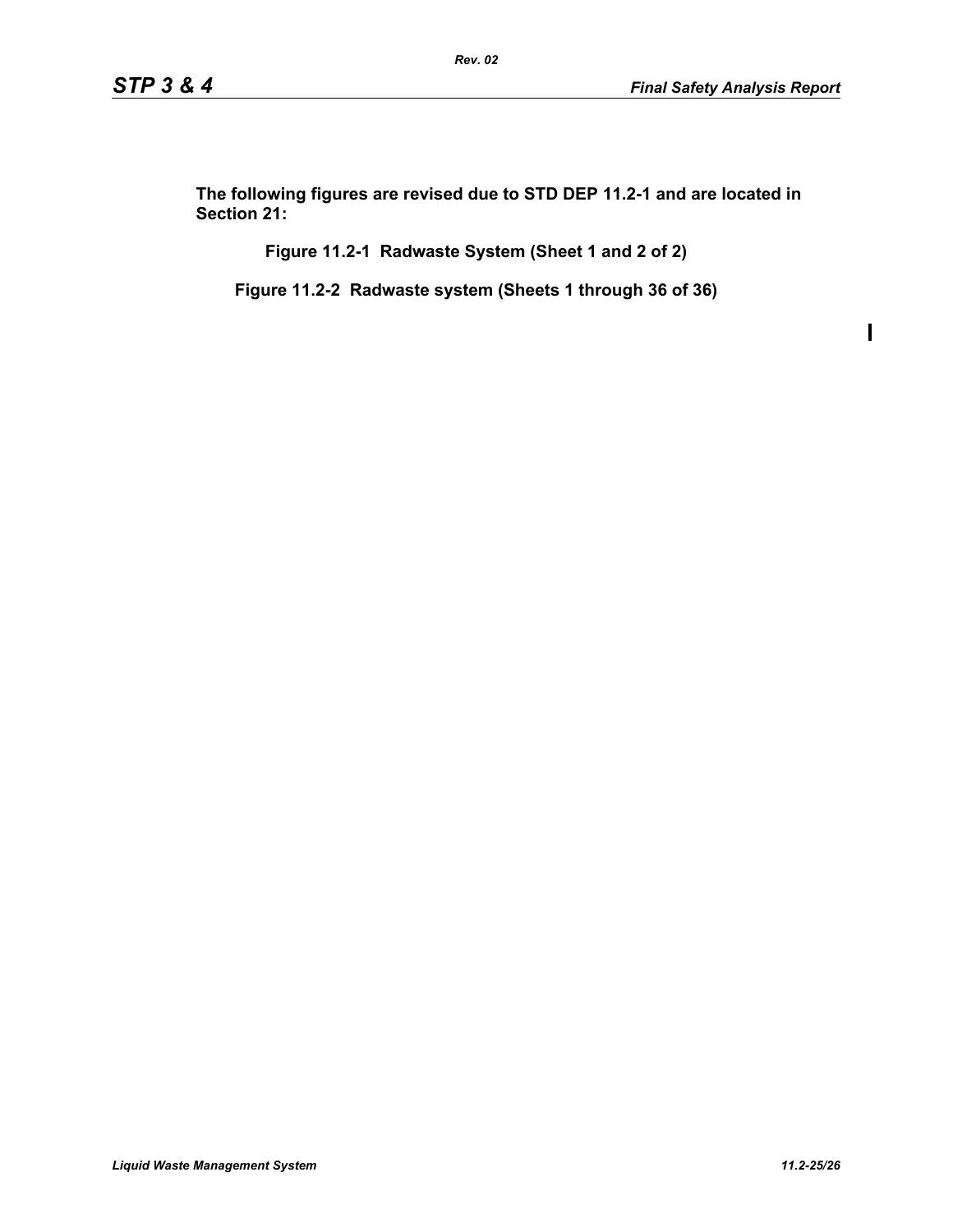**The following figures are revised due to STD DEP 11.2-1 and are located in Section 21:**

**Figure 11.2-1 Radwaste System (Sheet 1 and 2 of 2)**

**Figure 11.2-2 Radwaste system (Sheets 1 through 36 of 36)**